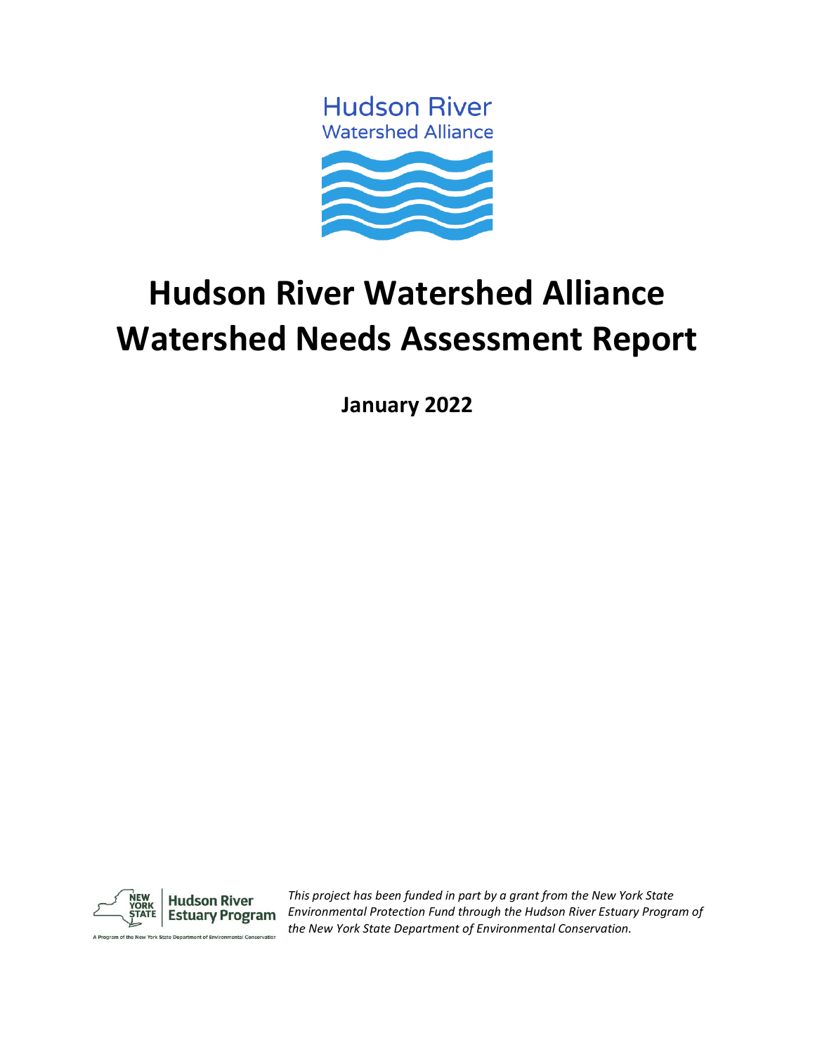Hudson River
Watershed Alliance

# Hudson River Watershed Alliance Watershed Needs Assessment Report

**January 2022**

NEW YORK STATE | Hudson River Estuary Program

A Program of the New York State Department of Environmental Conservation

*This project has been funded in part by a grant from the New York State Environmental Protection Fund through the Hudson River Estuary Program of the New York State Department of Environmental Conservation.*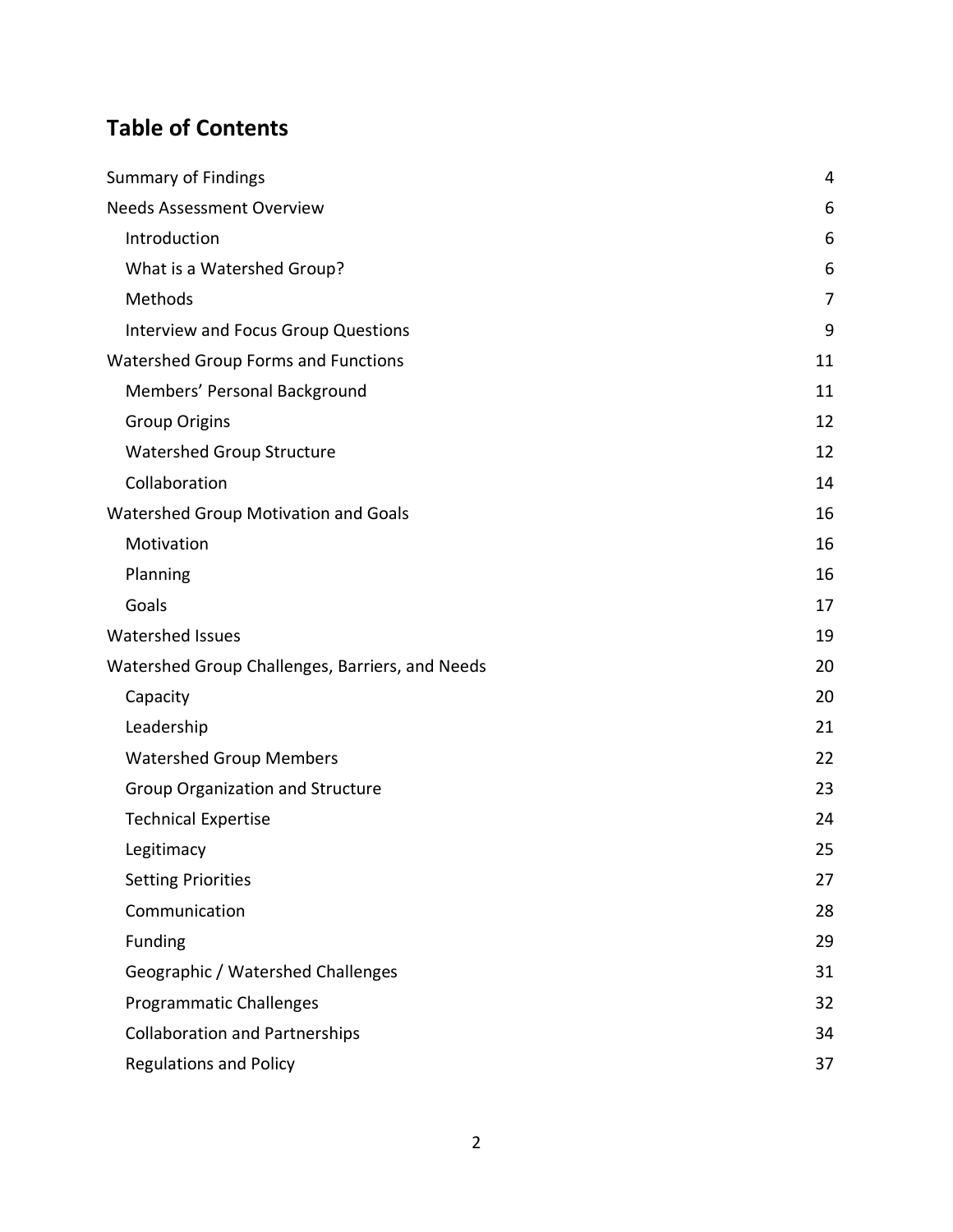## Table of Contents

| | |
|---|---|
| Summary of Findings | 4 |
| Needs Assessment Overview | 6 |
| Introduction | 6 |
| What is a Watershed Group? | 6 |
| Methods | 7 |
| Interview and Focus Group Questions | 9 |
| Watershed Group Forms and Functions | 11 |
| Members' Personal Background | 11 |
| Group Origins | 12 |
| Watershed Group Structure | 12 |
| Collaboration | 14 |
| Watershed Group Motivation and Goals | 16 |
| Motivation | 16 |
| Planning | 16 |
| Goals | 17 |
| Watershed Issues | 19 |
| Watershed Group Challenges, Barriers, and Needs | 20 |
| Capacity | 20 |
| Leadership | 21 |
| Watershed Group Members | 22 |
| Group Organization and Structure | 23 |
| Technical Expertise | 24 |
| Legitimacy | 25 |
| Setting Priorities | 27 |
| Communication | 28 |
| Funding | 29 |
| Geographic / Watershed Challenges | 31 |
| Programmatic Challenges | 32 |
| Collaboration and Partnerships | 34 |
| Regulations and Policy | 37 |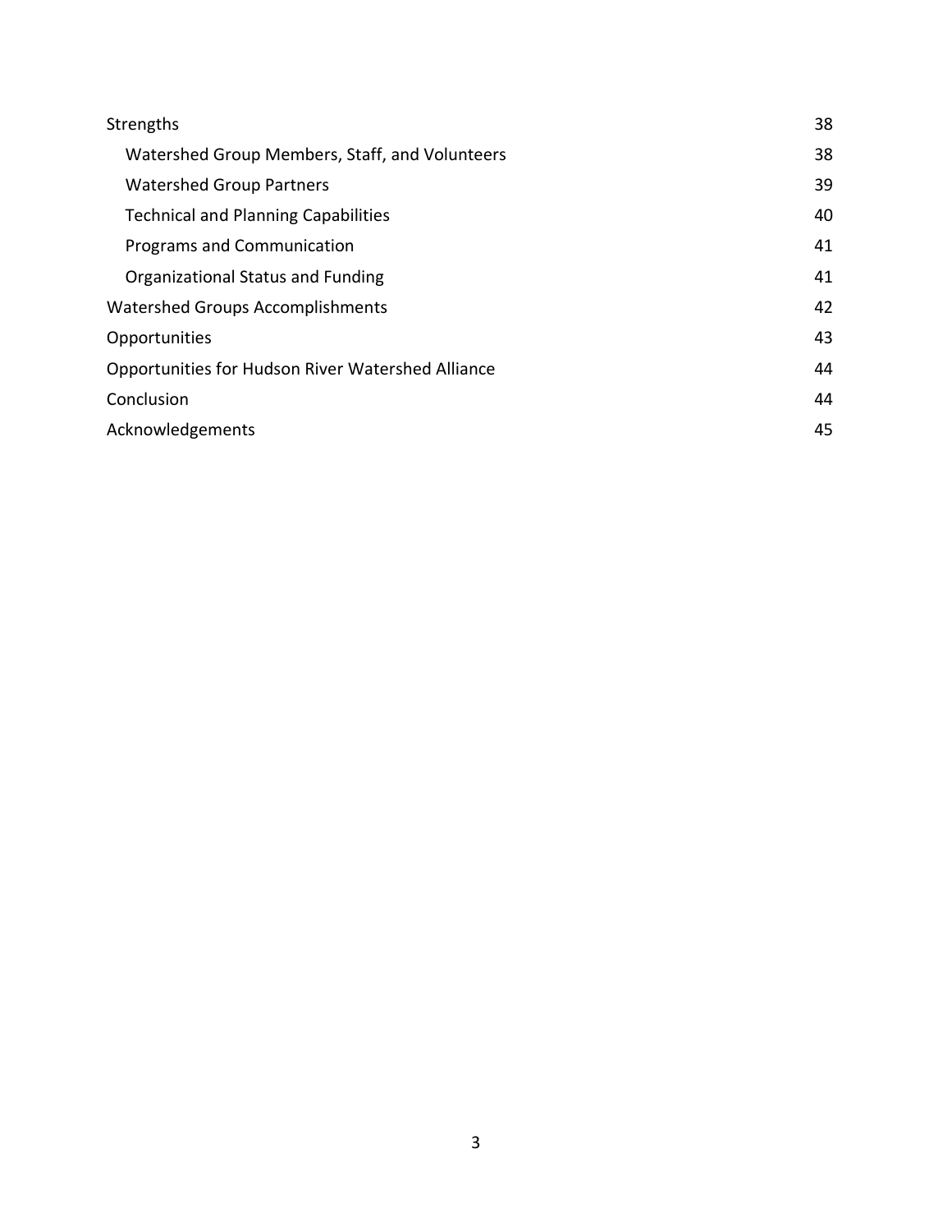| | |
|---|---|
| Strengths | 38 |
| Watershed Group Members, Staff, and Volunteers | 38 |
| Watershed Group Partners | 39 |
| Technical and Planning Capabilities | 40 |
| Programs and Communication | 41 |
| Organizational Status and Funding | 41 |
| Watershed Groups Accomplishments | 42 |
| Opportunities | 43 |
| Opportunities for Hudson River Watershed Alliance | 44 |
| Conclusion | 44 |
| Acknowledgements | 45 |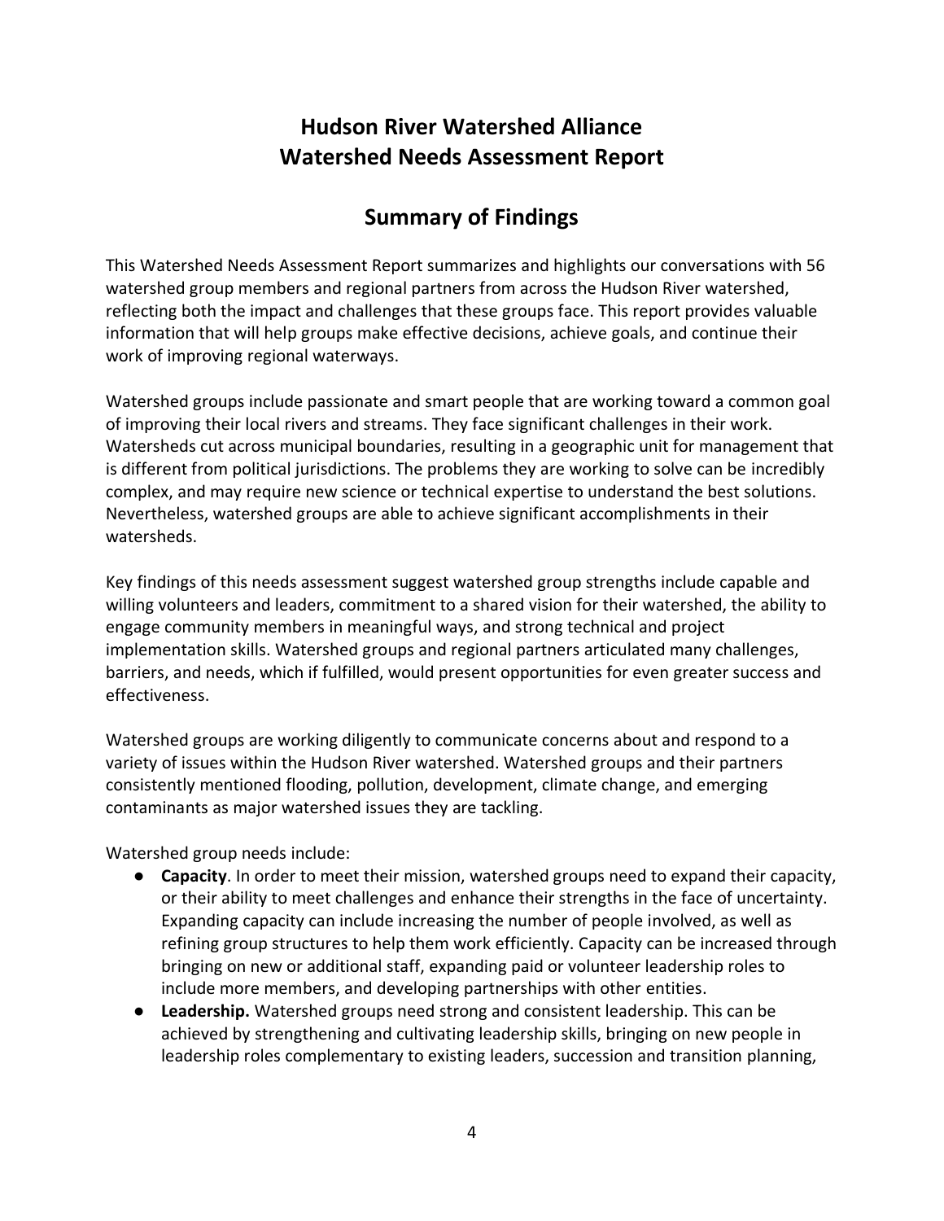# Hudson River Watershed Alliance
# Watershed Needs Assessment Report

## Summary of Findings

This Watershed Needs Assessment Report summarizes and highlights our conversations with 56 watershed group members and regional partners from across the Hudson River watershed, reflecting both the impact and challenges that these groups face. This report provides valuable information that will help groups make effective decisions, achieve goals, and continue their work of improving regional waterways.

Watershed groups include passionate and smart people that are working toward a common goal of improving their local rivers and streams. They face significant challenges in their work. Watersheds cut across municipal boundaries, resulting in a geographic unit for management that is different from political jurisdictions. The problems they are working to solve can be incredibly complex, and may require new science or technical expertise to understand the best solutions. Nevertheless, watershed groups are able to achieve significant accomplishments in their watersheds.

Key findings of this needs assessment suggest watershed group strengths include capable and willing volunteers and leaders, commitment to a shared vision for their watershed, the ability to engage community members in meaningful ways, and strong technical and project implementation skills. Watershed groups and regional partners articulated many challenges, barriers, and needs, which if fulfilled, would present opportunities for even greater success and effectiveness.

Watershed groups are working diligently to communicate concerns about and respond to a variety of issues within the Hudson River watershed. Watershed groups and their partners consistently mentioned flooding, pollution, development, climate change, and emerging contaminants as major watershed issues they are tackling.

Watershed group needs include:

- **Capacity**. In order to meet their mission, watershed groups need to expand their capacity, or their ability to meet challenges and enhance their strengths in the face of uncertainty. Expanding capacity can include increasing the number of people involved, as well as refining group structures to help them work efficiently. Capacity can be increased through bringing on new or additional staff, expanding paid or volunteer leadership roles to include more members, and developing partnerships with other entities.
- **Leadership.** Watershed groups need strong and consistent leadership. This can be achieved by strengthening and cultivating leadership skills, bringing on new people in leadership roles complementary to existing leaders, succession and transition planning,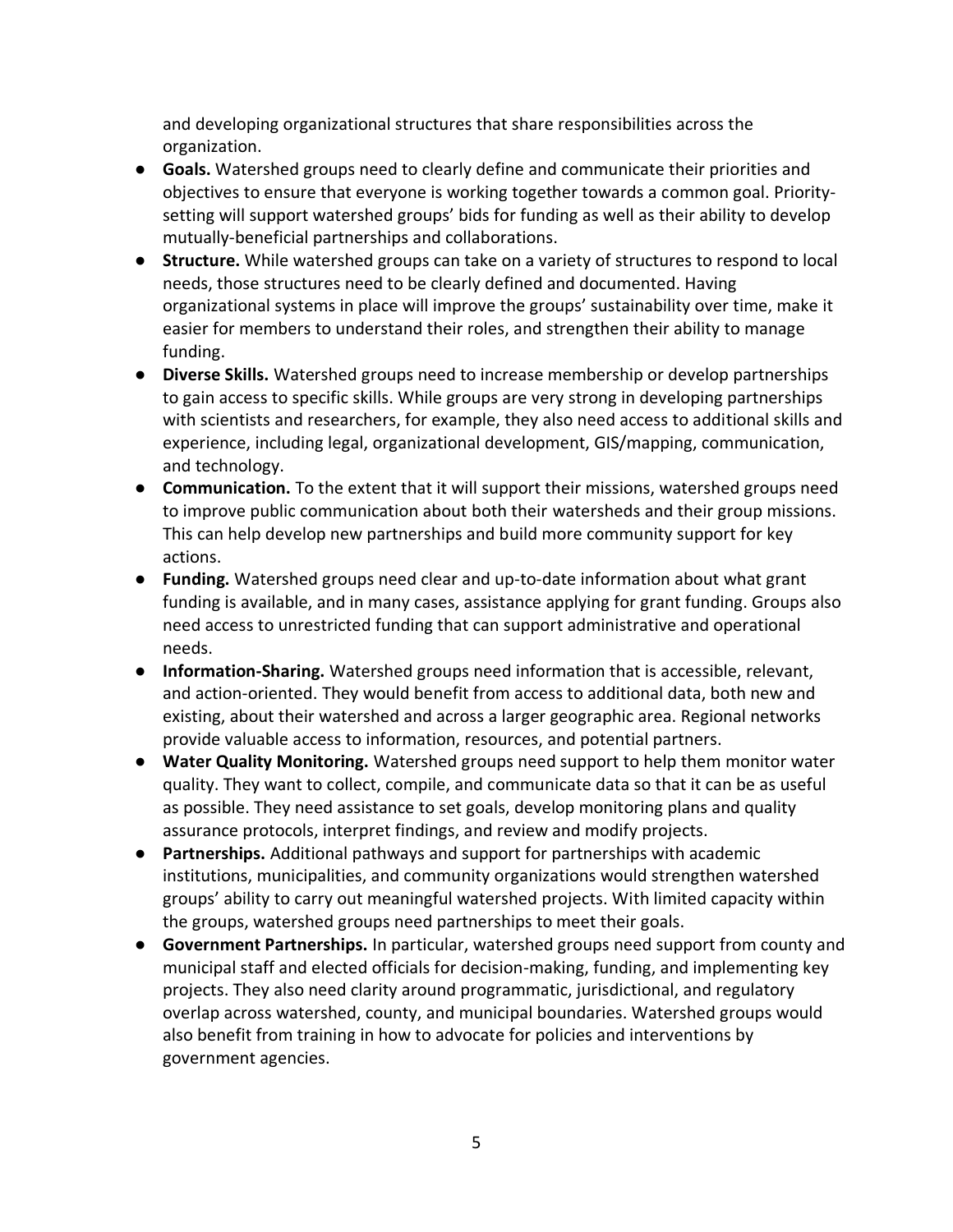and developing organizational structures that share responsibilities across the organization.

- **Goals.** Watershed groups need to clearly define and communicate their priorities and objectives to ensure that everyone is working together towards a common goal. Priority-setting will support watershed groups' bids for funding as well as their ability to develop mutually-beneficial partnerships and collaborations.
- **Structure.** While watershed groups can take on a variety of structures to respond to local needs, those structures need to be clearly defined and documented. Having organizational systems in place will improve the groups' sustainability over time, make it easier for members to understand their roles, and strengthen their ability to manage funding.
- **Diverse Skills.** Watershed groups need to increase membership or develop partnerships to gain access to specific skills. While groups are very strong in developing partnerships with scientists and researchers, for example, they also need access to additional skills and experience, including legal, organizational development, GIS/mapping, communication, and technology.
- **Communication.** To the extent that it will support their missions, watershed groups need to improve public communication about both their watersheds and their group missions. This can help develop new partnerships and build more community support for key actions.
- **Funding.** Watershed groups need clear and up-to-date information about what grant funding is available, and in many cases, assistance applying for grant funding. Groups also need access to unrestricted funding that can support administrative and operational needs.
- **Information-Sharing.** Watershed groups need information that is accessible, relevant, and action-oriented. They would benefit from access to additional data, both new and existing, about their watershed and across a larger geographic area. Regional networks provide valuable access to information, resources, and potential partners.
- **Water Quality Monitoring.** Watershed groups need support to help them monitor water quality. They want to collect, compile, and communicate data so that it can be as useful as possible. They need assistance to set goals, develop monitoring plans and quality assurance protocols, interpret findings, and review and modify projects.
- **Partnerships.** Additional pathways and support for partnerships with academic institutions, municipalities, and community organizations would strengthen watershed groups' ability to carry out meaningful watershed projects. With limited capacity within the groups, watershed groups need partnerships to meet their goals.
- **Government Partnerships.** In particular, watershed groups need support from county and municipal staff and elected officials for decision-making, funding, and implementing key projects. They also need clarity around programmatic, jurisdictional, and regulatory overlap across watershed, county, and municipal boundaries. Watershed groups would also benefit from training in how to advocate for policies and interventions by government agencies.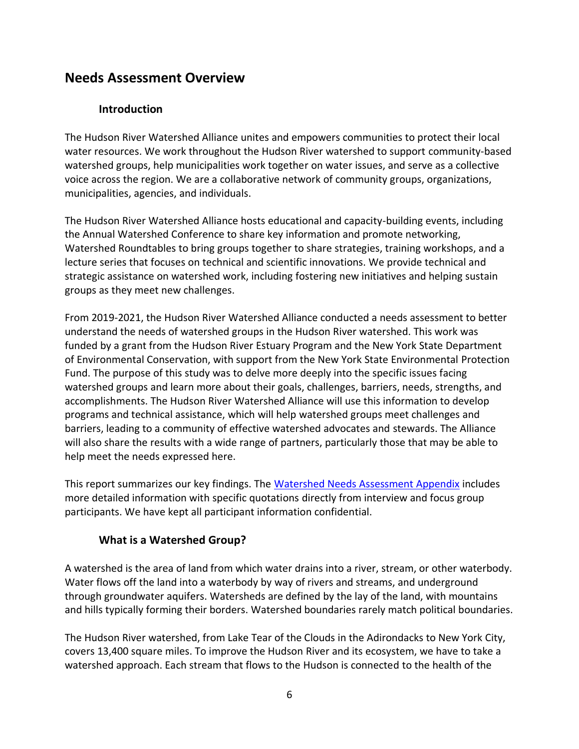## Needs Assessment Overview

### Introduction

The Hudson River Watershed Alliance unites and empowers communities to protect their local water resources. We work throughout the Hudson River watershed to support community-based watershed groups, help municipalities work together on water issues, and serve as a collective voice across the region. We are a collaborative network of community groups, organizations, municipalities, agencies, and individuals.

The Hudson River Watershed Alliance hosts educational and capacity-building events, including the Annual Watershed Conference to share key information and promote networking, Watershed Roundtables to bring groups together to share strategies, training workshops, and a lecture series that focuses on technical and scientific innovations. We provide technical and strategic assistance on watershed work, including fostering new initiatives and helping sustain groups as they meet new challenges.

From 2019-2021, the Hudson River Watershed Alliance conducted a needs assessment to better understand the needs of watershed groups in the Hudson River watershed. This work was funded by a grant from the Hudson River Estuary Program and the New York State Department of Environmental Conservation, with support from the New York State Environmental Protection Fund. The purpose of this study was to delve more deeply into the specific issues facing watershed groups and learn more about their goals, challenges, barriers, needs, strengths, and accomplishments. The Hudson River Watershed Alliance will use this information to develop programs and technical assistance, which will help watershed groups meet challenges and barriers, leading to a community of effective watershed advocates and stewards. The Alliance will also share the results with a wide range of partners, particularly those that may be able to help meet the needs expressed here.

This report summarizes our key findings. The Watershed Needs Assessment Appendix includes more detailed information with specific quotations directly from interview and focus group participants. We have kept all participant information confidential.

### What is a Watershed Group?

A watershed is the area of land from which water drains into a river, stream, or other waterbody. Water flows off the land into a waterbody by way of rivers and streams, and underground through groundwater aquifers. Watersheds are defined by the lay of the land, with mountains and hills typically forming their borders. Watershed boundaries rarely match political boundaries.

The Hudson River watershed, from Lake Tear of the Clouds in the Adirondacks to New York City, covers 13,400 square miles. To improve the Hudson River and its ecosystem, we have to take a watershed approach. Each stream that flows to the Hudson is connected to the health of the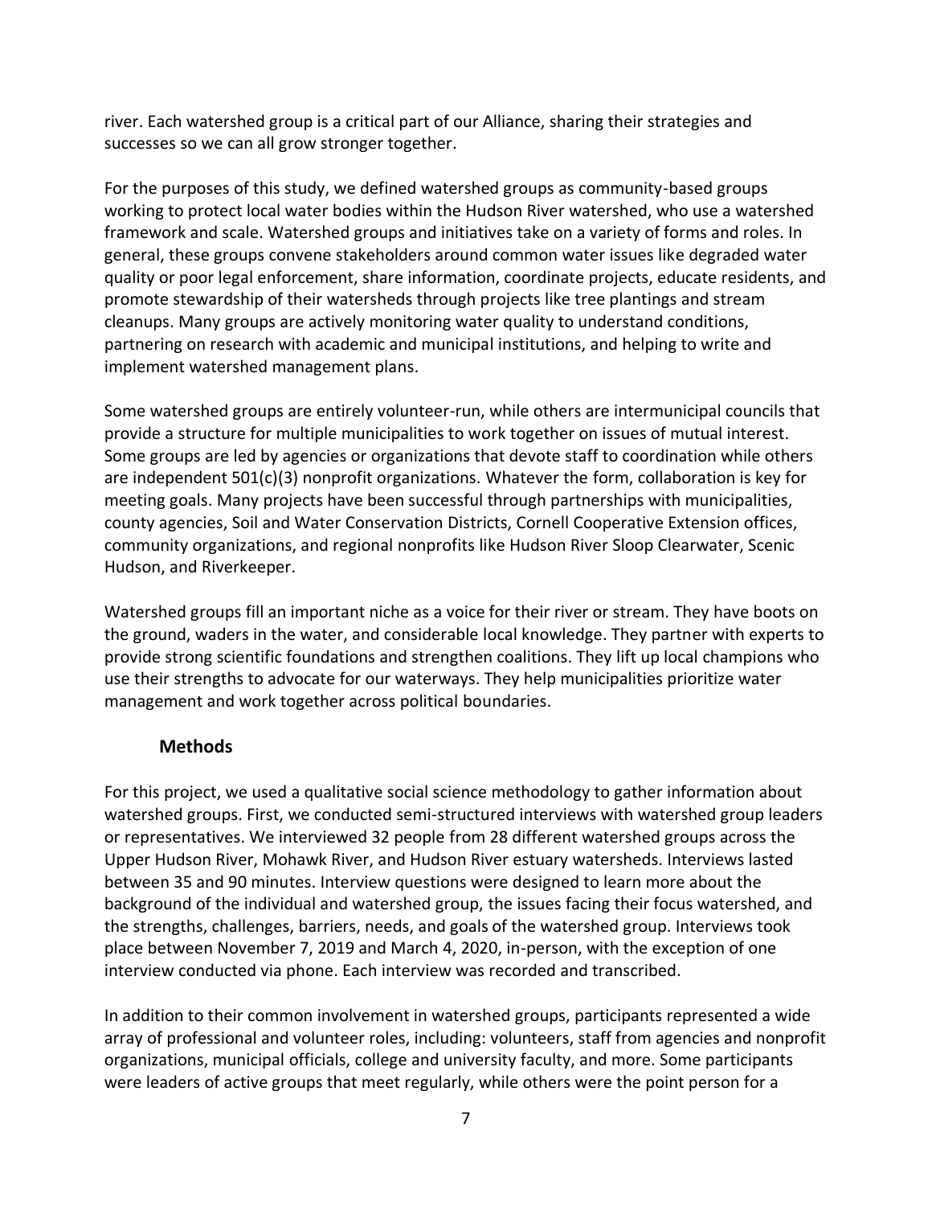river. Each watershed group is a critical part of our Alliance, sharing their strategies and successes so we can all grow stronger together.

For the purposes of this study, we defined watershed groups as community-based groups working to protect local water bodies within the Hudson River watershed, who use a watershed framework and scale. Watershed groups and initiatives take on a variety of forms and roles. In general, these groups convene stakeholders around common water issues like degraded water quality or poor legal enforcement, share information, coordinate projects, educate residents, and promote stewardship of their watersheds through projects like tree plantings and stream cleanups. Many groups are actively monitoring water quality to understand conditions, partnering on research with academic and municipal institutions, and helping to write and implement watershed management plans.

Some watershed groups are entirely volunteer-run, while others are intermunicipal councils that provide a structure for multiple municipalities to work together on issues of mutual interest. Some groups are led by agencies or organizations that devote staff to coordination while others are independent 501(c)(3) nonprofit organizations. Whatever the form, collaboration is key for meeting goals. Many projects have been successful through partnerships with municipalities, county agencies, Soil and Water Conservation Districts, Cornell Cooperative Extension offices, community organizations, and regional nonprofits like Hudson River Sloop Clearwater, Scenic Hudson, and Riverkeeper.

Watershed groups fill an important niche as a voice for their river or stream. They have boots on the ground, waders in the water, and considerable local knowledge. They partner with experts to provide strong scientific foundations and strengthen coalitions. They lift up local champions who use their strengths to advocate for our waterways. They help municipalities prioritize water management and work together across political boundaries.

## Methods

For this project, we used a qualitative social science methodology to gather information about watershed groups. First, we conducted semi-structured interviews with watershed group leaders or representatives. We interviewed 32 people from 28 different watershed groups across the Upper Hudson River, Mohawk River, and Hudson River estuary watersheds. Interviews lasted between 35 and 90 minutes. Interview questions were designed to learn more about the background of the individual and watershed group, the issues facing their focus watershed, and the strengths, challenges, barriers, needs, and goals of the watershed group. Interviews took place between November 7, 2019 and March 4, 2020, in-person, with the exception of one interview conducted via phone. Each interview was recorded and transcribed.

In addition to their common involvement in watershed groups, participants represented a wide array of professional and volunteer roles, including: volunteers, staff from agencies and nonprofit organizations, municipal officials, college and university faculty, and more. Some participants were leaders of active groups that meet regularly, while others were the point person for a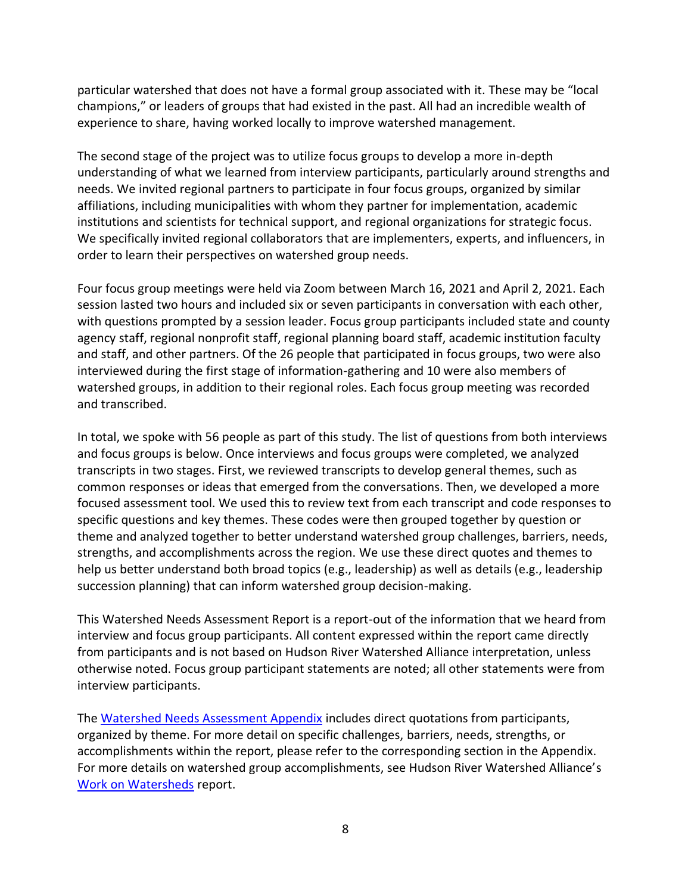particular watershed that does not have a formal group associated with it. These may be "local champions," or leaders of groups that had existed in the past. All had an incredible wealth of experience to share, having worked locally to improve watershed management.

The second stage of the project was to utilize focus groups to develop a more in-depth understanding of what we learned from interview participants, particularly around strengths and needs. We invited regional partners to participate in four focus groups, organized by similar affiliations, including municipalities with whom they partner for implementation, academic institutions and scientists for technical support, and regional organizations for strategic focus. We specifically invited regional collaborators that are implementers, experts, and influencers, in order to learn their perspectives on watershed group needs.

Four focus group meetings were held via Zoom between March 16, 2021 and April 2, 2021. Each session lasted two hours and included six or seven participants in conversation with each other, with questions prompted by a session leader. Focus group participants included state and county agency staff, regional nonprofit staff, regional planning board staff, academic institution faculty and staff, and other partners. Of the 26 people that participated in focus groups, two were also interviewed during the first stage of information-gathering and 10 were also members of watershed groups, in addition to their regional roles. Each focus group meeting was recorded and transcribed.

In total, we spoke with 56 people as part of this study. The list of questions from both interviews and focus groups is below. Once interviews and focus groups were completed, we analyzed transcripts in two stages. First, we reviewed transcripts to develop general themes, such as common responses or ideas that emerged from the conversations. Then, we developed a more focused assessment tool. We used this to review text from each transcript and code responses to specific questions and key themes. These codes were then grouped together by question or theme and analyzed together to better understand watershed group challenges, barriers, needs, strengths, and accomplishments across the region. We use these direct quotes and themes to help us better understand both broad topics (e.g., leadership) as well as details (e.g., leadership succession planning) that can inform watershed group decision-making.

This Watershed Needs Assessment Report is a report-out of the information that we heard from interview and focus group participants. All content expressed within the report came directly from participants and is not based on Hudson River Watershed Alliance interpretation, unless otherwise noted. Focus group participant statements are noted; all other statements were from interview participants.

The Watershed Needs Assessment Appendix includes direct quotations from participants, organized by theme. For more detail on specific challenges, barriers, needs, strengths, or accomplishments within the report, please refer to the corresponding section in the Appendix. For more details on watershed group accomplishments, see Hudson River Watershed Alliance's Work on Watersheds report.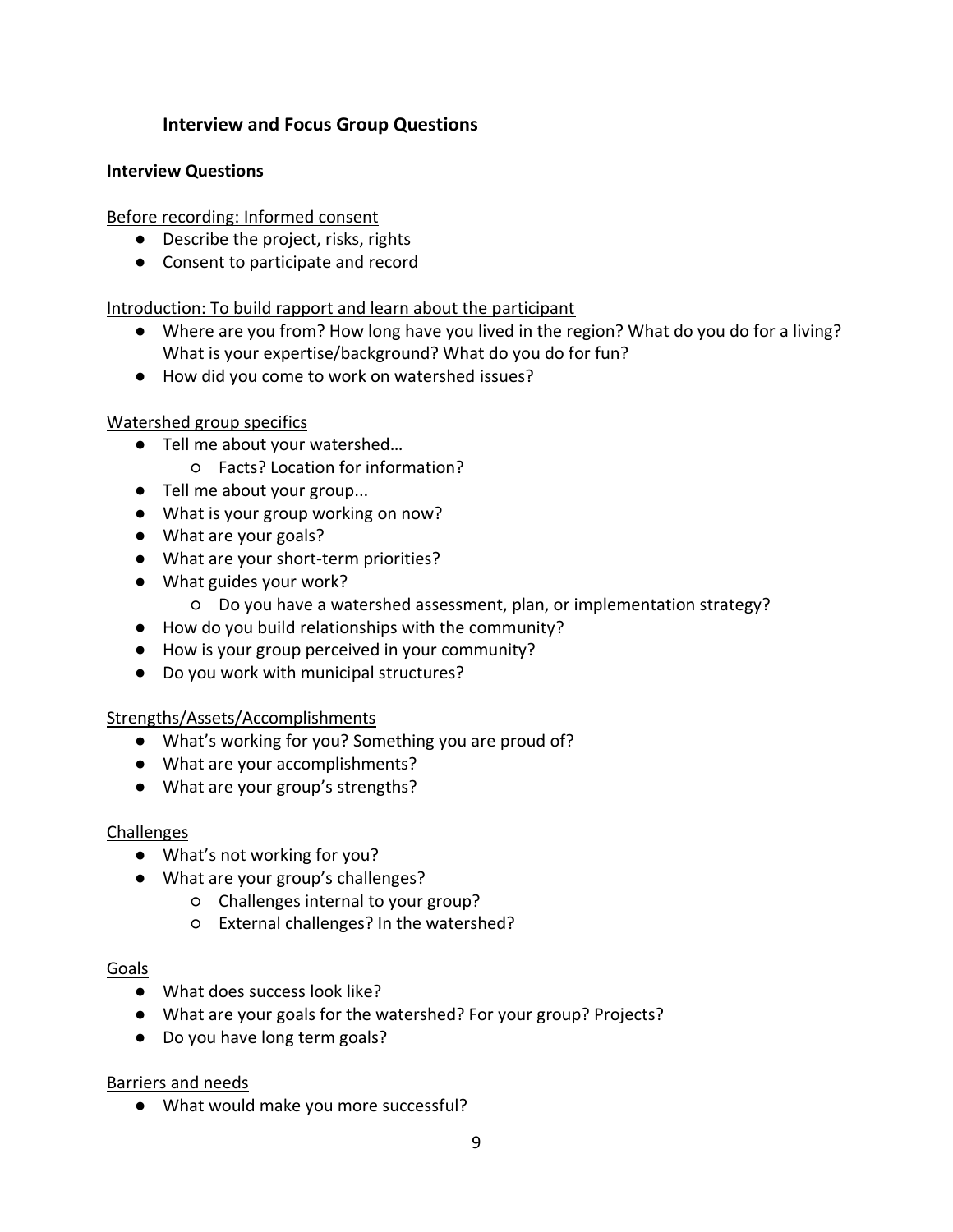## Interview and Focus Group Questions

### Interview Questions

Before recording: Informed consent

- Describe the project, risks, rights
- Consent to participate and record

Introduction: To build rapport and learn about the participant

- Where are you from? How long have you lived in the region? What do you do for a living? What is your expertise/background? What do you do for fun?
- How did you come to work on watershed issues?

Watershed group specifics

- Tell me about your watershed…
  - Facts? Location for information?
- Tell me about your group...
- What is your group working on now?
- What are your goals?
- What are your short-term priorities?
- What guides your work?
  - Do you have a watershed assessment, plan, or implementation strategy?
- How do you build relationships with the community?
- How is your group perceived in your community?
- Do you work with municipal structures?

Strengths/Assets/Accomplishments

- What's working for you? Something you are proud of?
- What are your accomplishments?
- What are your group's strengths?

Challenges

- What's not working for you?
- What are your group's challenges?
  - Challenges internal to your group?
  - External challenges? In the watershed?

Goals

- What does success look like?
- What are your goals for the watershed? For your group? Projects?
- Do you have long term goals?

Barriers and needs

- What would make you more successful?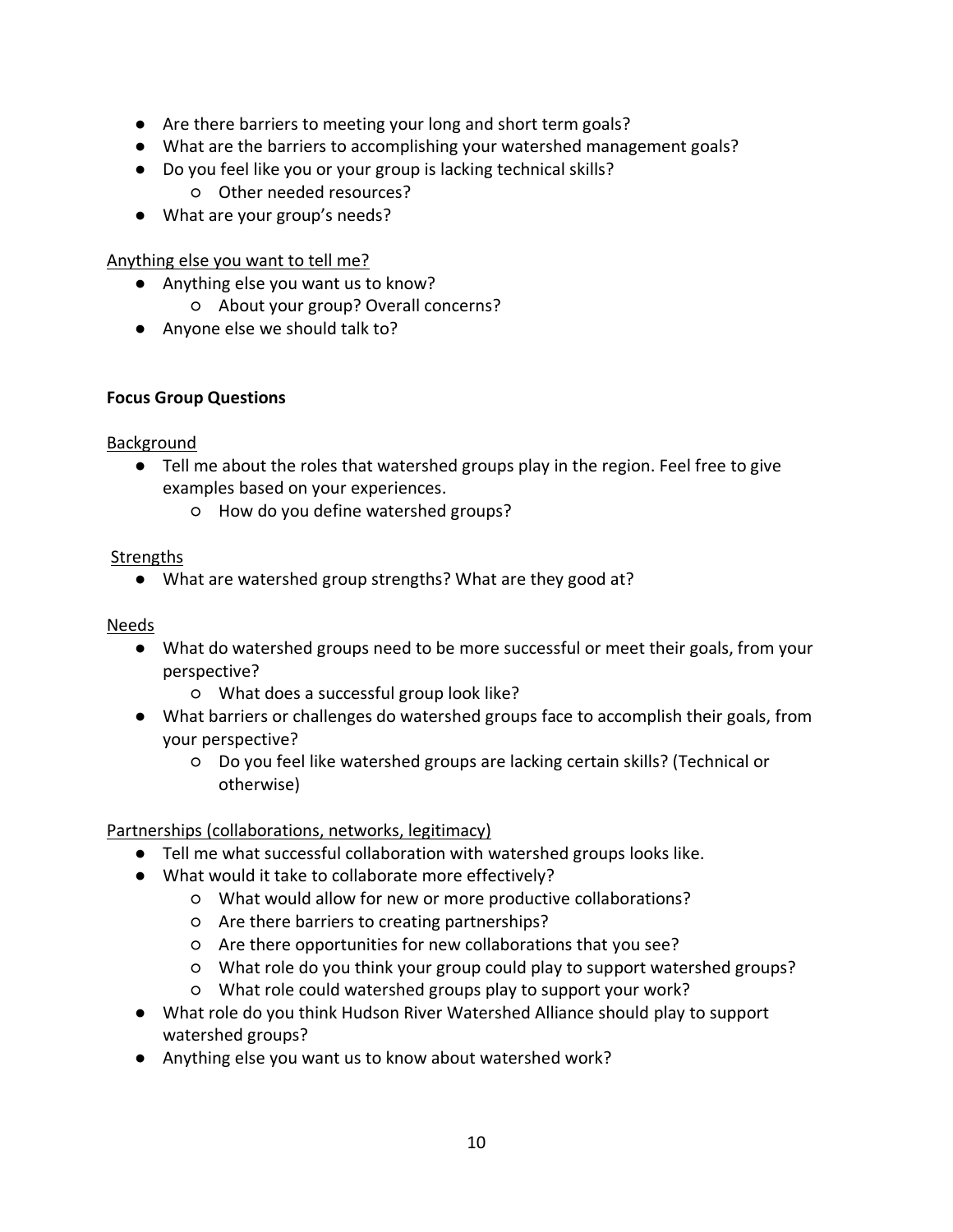- Are there barriers to meeting your long and short term goals?
- What are the barriers to accomplishing your watershed management goals?
- Do you feel like you or your group is lacking technical skills?
  - Other needed resources?
- What are your group's needs?

<u>Anything else you want to tell me?</u>

- Anything else you want us to know?
  - About your group? Overall concerns?
- Anyone else we should talk to?

**Focus Group Questions**

<u>Background</u>

- Tell me about the roles that watershed groups play in the region. Feel free to give examples based on your experiences.
  - How do you define watershed groups?

<u>Strengths</u>

- What are watershed group strengths? What are they good at?

<u>Needs</u>

- What do watershed groups need to be more successful or meet their goals, from your perspective?
  - What does a successful group look like?
- What barriers or challenges do watershed groups face to accomplish their goals, from your perspective?
  - Do you feel like watershed groups are lacking certain skills? (Technical or otherwise)

<u>Partnerships (collaborations, networks, legitimacy)</u>

- Tell me what successful collaboration with watershed groups looks like.
- What would it take to collaborate more effectively?
  - What would allow for new or more productive collaborations?
  - Are there barriers to creating partnerships?
  - Are there opportunities for new collaborations that you see?
  - What role do you think your group could play to support watershed groups?
  - What role could watershed groups play to support your work?
- What role do you think Hudson River Watershed Alliance should play to support watershed groups?
- Anything else you want us to know about watershed work?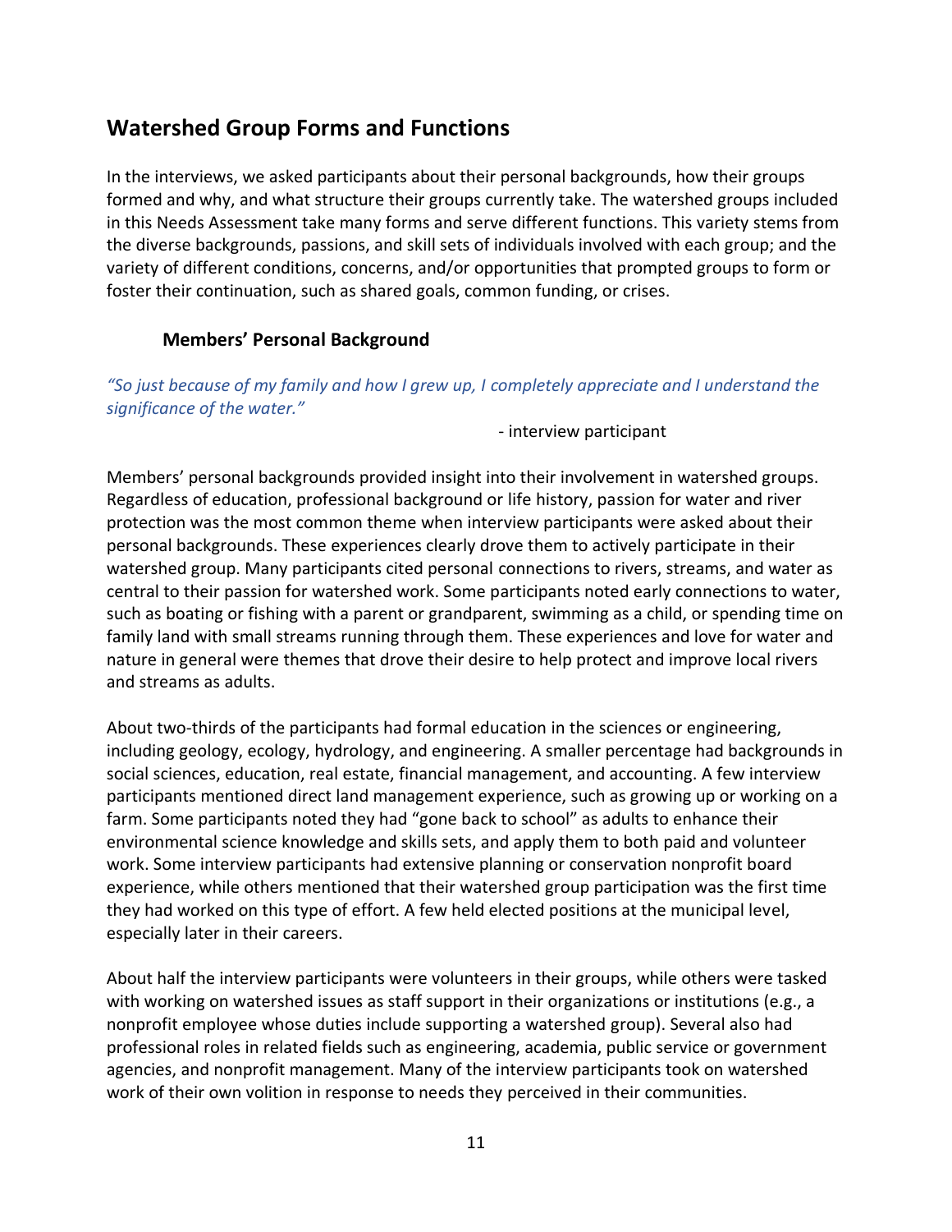## Watershed Group Forms and Functions

In the interviews, we asked participants about their personal backgrounds, how their groups formed and why, and what structure their groups currently take. The watershed groups included in this Needs Assessment take many forms and serve different functions. This variety stems from the diverse backgrounds, passions, and skill sets of individuals involved with each group; and the variety of different conditions, concerns, and/or opportunities that prompted groups to form or foster their continuation, such as shared goals, common funding, or crises.

### Members' Personal Background

*"So just because of my family and how I grew up, I completely appreciate and I understand the significance of the water."*

- interview participant

Members' personal backgrounds provided insight into their involvement in watershed groups. Regardless of education, professional background or life history, passion for water and river protection was the most common theme when interview participants were asked about their personal backgrounds. These experiences clearly drove them to actively participate in their watershed group. Many participants cited personal connections to rivers, streams, and water as central to their passion for watershed work. Some participants noted early connections to water, such as boating or fishing with a parent or grandparent, swimming as a child, or spending time on family land with small streams running through them. These experiences and love for water and nature in general were themes that drove their desire to help protect and improve local rivers and streams as adults.

About two-thirds of the participants had formal education in the sciences or engineering, including geology, ecology, hydrology, and engineering. A smaller percentage had backgrounds in social sciences, education, real estate, financial management, and accounting. A few interview participants mentioned direct land management experience, such as growing up or working on a farm. Some participants noted they had "gone back to school" as adults to enhance their environmental science knowledge and skills sets, and apply them to both paid and volunteer work. Some interview participants had extensive planning or conservation nonprofit board experience, while others mentioned that their watershed group participation was the first time they had worked on this type of effort. A few held elected positions at the municipal level, especially later in their careers.

About half the interview participants were volunteers in their groups, while others were tasked with working on watershed issues as staff support in their organizations or institutions (e.g., a nonprofit employee whose duties include supporting a watershed group). Several also had professional roles in related fields such as engineering, academia, public service or government agencies, and nonprofit management. Many of the interview participants took on watershed work of their own volition in response to needs they perceived in their communities.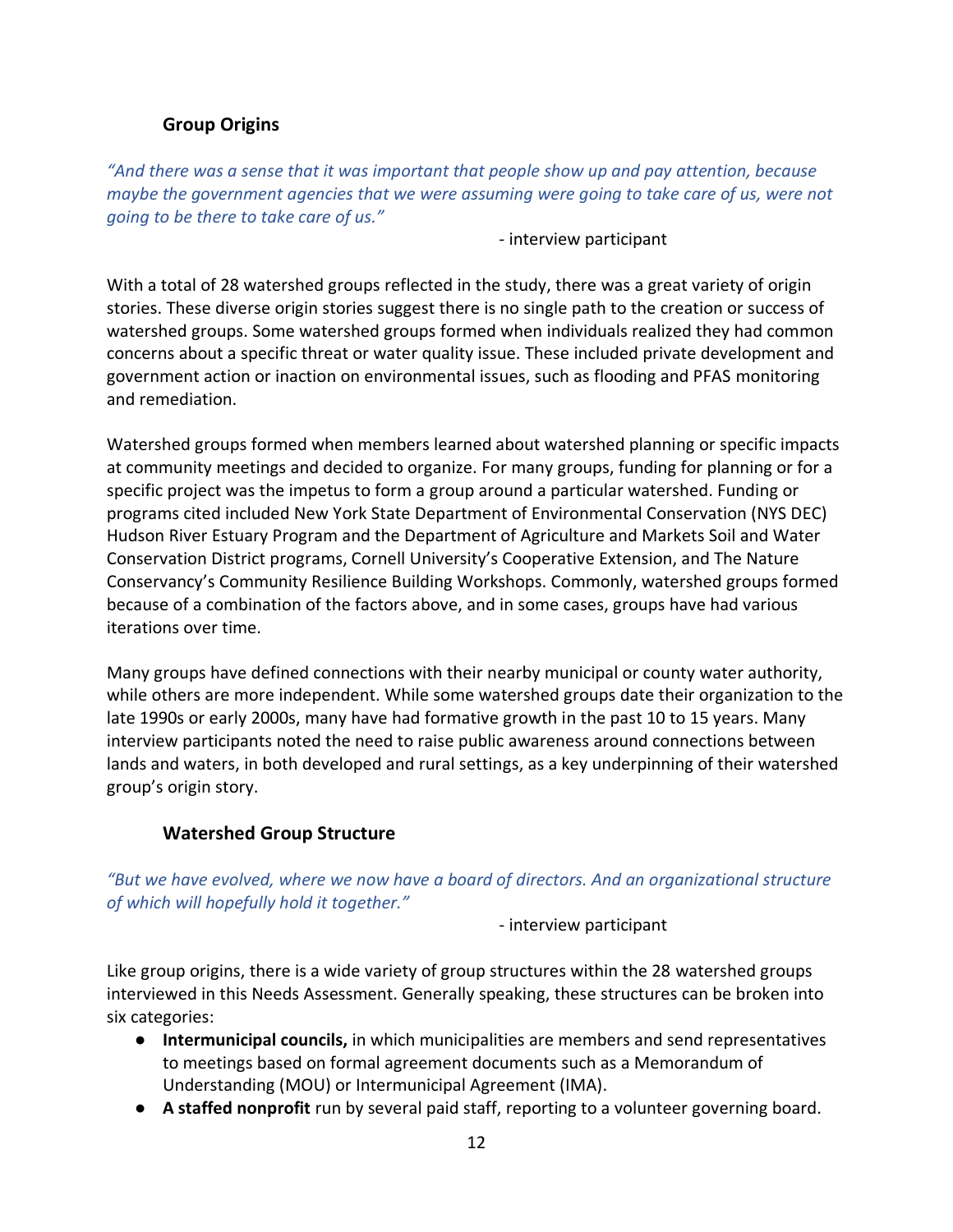### Group Origins

*"And there was a sense that it was important that people show up and pay attention, because maybe the government agencies that we were assuming were going to take care of us, were not going to be there to take care of us."*

- interview participant

With a total of 28 watershed groups reflected in the study, there was a great variety of origin stories. These diverse origin stories suggest there is no single path to the creation or success of watershed groups. Some watershed groups formed when individuals realized they had common concerns about a specific threat or water quality issue. These included private development and government action or inaction on environmental issues, such as flooding and PFAS monitoring and remediation.

Watershed groups formed when members learned about watershed planning or specific impacts at community meetings and decided to organize. For many groups, funding for planning or for a specific project was the impetus to form a group around a particular watershed. Funding or programs cited included New York State Department of Environmental Conservation (NYS DEC) Hudson River Estuary Program and the Department of Agriculture and Markets Soil and Water Conservation District programs, Cornell University's Cooperative Extension, and The Nature Conservancy's Community Resilience Building Workshops. Commonly, watershed groups formed because of a combination of the factors above, and in some cases, groups have had various iterations over time.

Many groups have defined connections with their nearby municipal or county water authority, while others are more independent. While some watershed groups date their organization to the late 1990s or early 2000s, many have had formative growth in the past 10 to 15 years. Many interview participants noted the need to raise public awareness around connections between lands and waters, in both developed and rural settings, as a key underpinning of their watershed group's origin story.

### Watershed Group Structure

*"But we have evolved, where we now have a board of directors. And an organizational structure of which will hopefully hold it together."*

- interview participant

Like group origins, there is a wide variety of group structures within the 28 watershed groups interviewed in this Needs Assessment. Generally speaking, these structures can be broken into six categories:

- **Intermunicipal councils,** in which municipalities are members and send representatives to meetings based on formal agreement documents such as a Memorandum of Understanding (MOU) or Intermunicipal Agreement (IMA).
- **A staffed nonprofit** run by several paid staff, reporting to a volunteer governing board.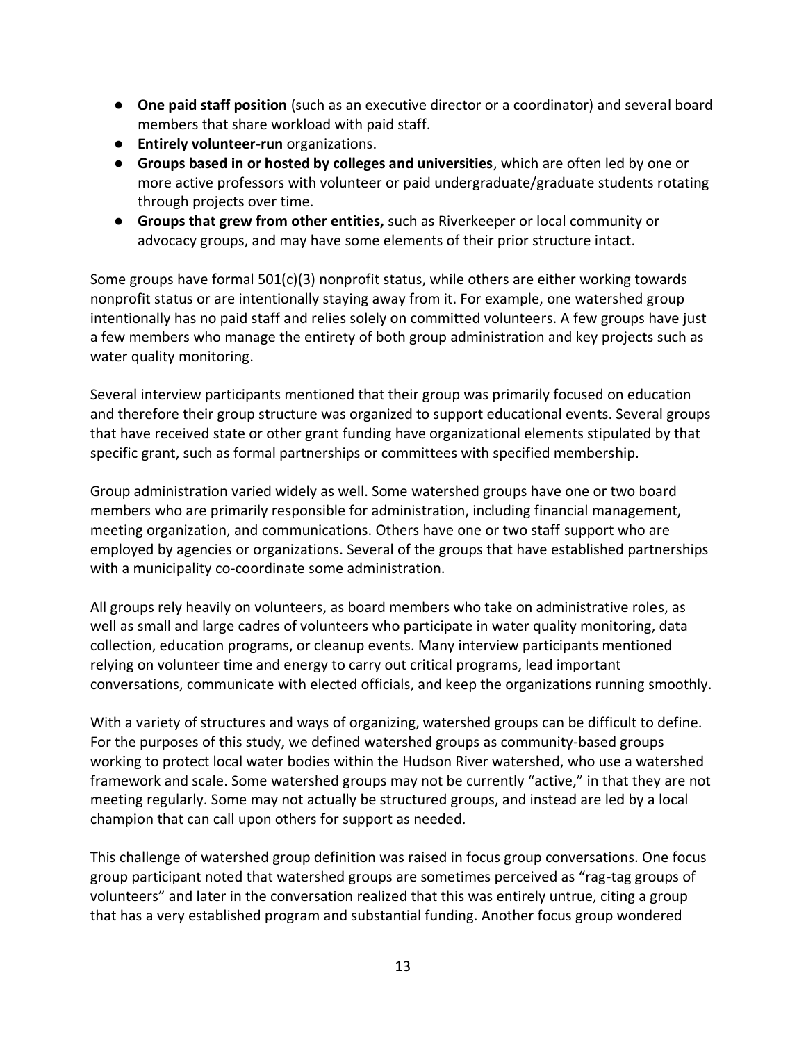- **One paid staff position** (such as an executive director or a coordinator) and several board members that share workload with paid staff.
- **Entirely volunteer-run** organizations.
- **Groups based in or hosted by colleges and universities**, which are often led by one or more active professors with volunteer or paid undergraduate/graduate students rotating through projects over time.
- **Groups that grew from other entities,** such as Riverkeeper or local community or advocacy groups, and may have some elements of their prior structure intact.

Some groups have formal 501(c)(3) nonprofit status, while others are either working towards nonprofit status or are intentionally staying away from it. For example, one watershed group intentionally has no paid staff and relies solely on committed volunteers. A few groups have just a few members who manage the entirety of both group administration and key projects such as water quality monitoring.

Several interview participants mentioned that their group was primarily focused on education and therefore their group structure was organized to support educational events. Several groups that have received state or other grant funding have organizational elements stipulated by that specific grant, such as formal partnerships or committees with specified membership.

Group administration varied widely as well. Some watershed groups have one or two board members who are primarily responsible for administration, including financial management, meeting organization, and communications. Others have one or two staff support who are employed by agencies or organizations. Several of the groups that have established partnerships with a municipality co-coordinate some administration.

All groups rely heavily on volunteers, as board members who take on administrative roles, as well as small and large cadres of volunteers who participate in water quality monitoring, data collection, education programs, or cleanup events. Many interview participants mentioned relying on volunteer time and energy to carry out critical programs, lead important conversations, communicate with elected officials, and keep the organizations running smoothly.

With a variety of structures and ways of organizing, watershed groups can be difficult to define. For the purposes of this study, we defined watershed groups as community-based groups working to protect local water bodies within the Hudson River watershed, who use a watershed framework and scale. Some watershed groups may not be currently "active," in that they are not meeting regularly. Some may not actually be structured groups, and instead are led by a local champion that can call upon others for support as needed.

This challenge of watershed group definition was raised in focus group conversations. One focus group participant noted that watershed groups are sometimes perceived as "rag-tag groups of volunteers" and later in the conversation realized that this was entirely untrue, citing a group that has a very established program and substantial funding. Another focus group wondered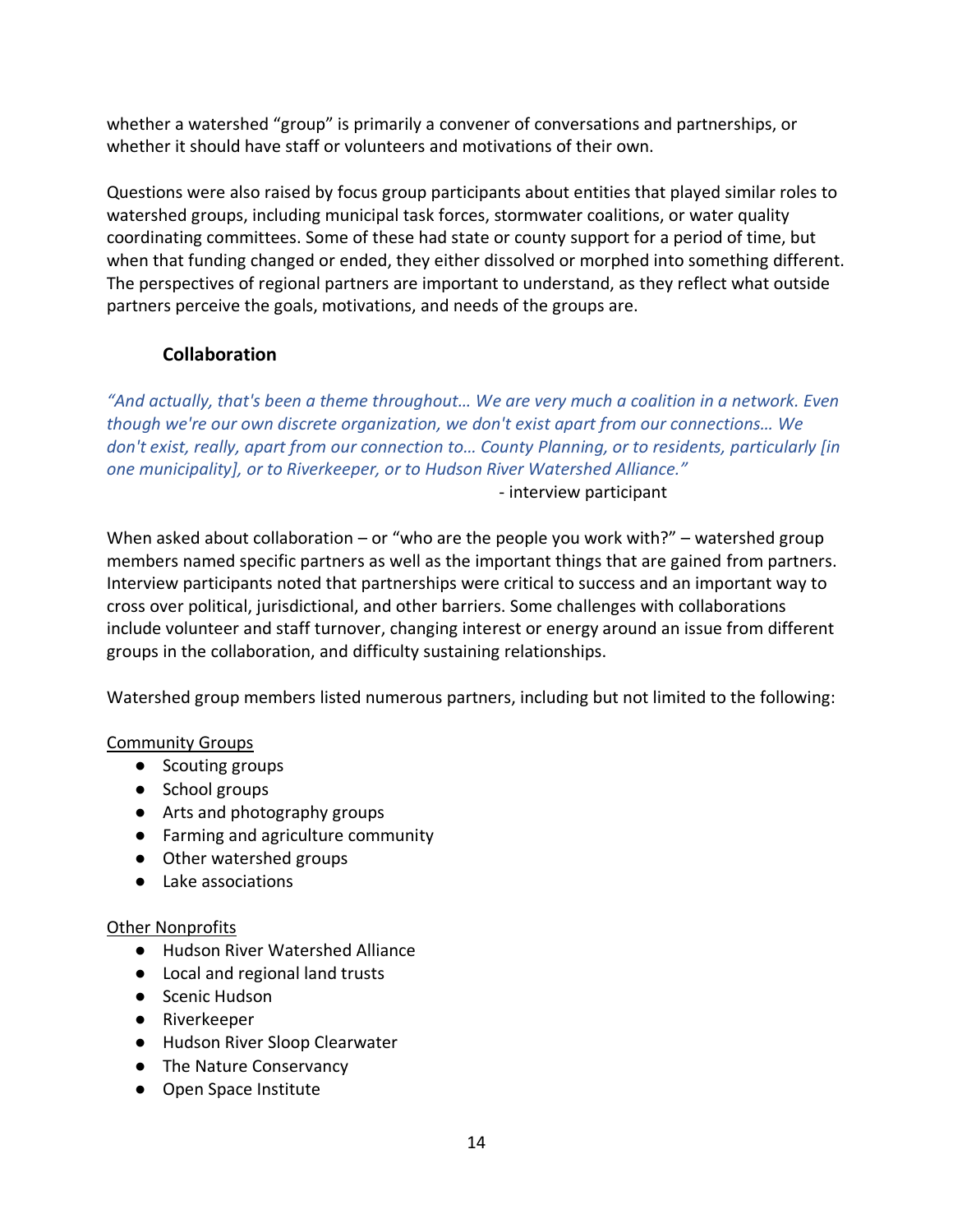whether a watershed "group" is primarily a convener of conversations and partnerships, or whether it should have staff or volunteers and motivations of their own.

Questions were also raised by focus group participants about entities that played similar roles to watershed groups, including municipal task forces, stormwater coalitions, or water quality coordinating committees. Some of these had state or county support for a period of time, but when that funding changed or ended, they either dissolved or morphed into something different. The perspectives of regional partners are important to understand, as they reflect what outside partners perceive the goals, motivations, and needs of the groups are.

### Collaboration

*"And actually, that's been a theme throughout… We are very much a coalition in a network. Even though we're our own discrete organization, we don't exist apart from our connections… We don't exist, really, apart from our connection to… County Planning, or to residents, particularly [in one municipality], or to Riverkeeper, or to Hudson River Watershed Alliance."*

- interview participant

When asked about collaboration – or "who are the people you work with?" – watershed group members named specific partners as well as the important things that are gained from partners. Interview participants noted that partnerships were critical to success and an important way to cross over political, jurisdictional, and other barriers. Some challenges with collaborations include volunteer and staff turnover, changing interest or energy around an issue from different groups in the collaboration, and difficulty sustaining relationships.

Watershed group members listed numerous partners, including but not limited to the following:

<u>Community Groups</u>

- Scouting groups
- School groups
- Arts and photography groups
- Farming and agriculture community
- Other watershed groups
- Lake associations

<u>Other Nonprofits</u>

- Hudson River Watershed Alliance
- Local and regional land trusts
- Scenic Hudson
- Riverkeeper
- Hudson River Sloop Clearwater
- The Nature Conservancy
- Open Space Institute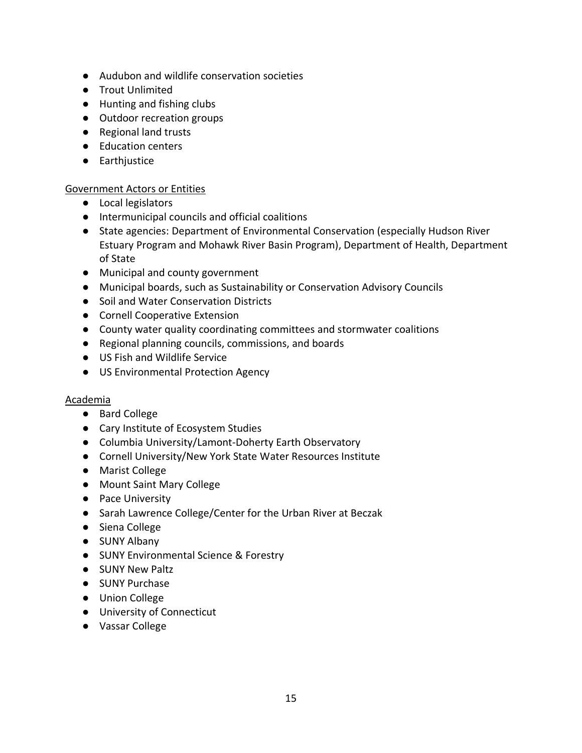- Audubon and wildlife conservation societies
- Trout Unlimited
- Hunting and fishing clubs
- Outdoor recreation groups
- Regional land trusts
- Education centers
- Earthjustice

<u>Government Actors or Entities</u>

- Local legislators
- Intermunicipal councils and official coalitions
- State agencies: Department of Environmental Conservation (especially Hudson River Estuary Program and Mohawk River Basin Program), Department of Health, Department of State
- Municipal and county government
- Municipal boards, such as Sustainability or Conservation Advisory Councils
- Soil and Water Conservation Districts
- Cornell Cooperative Extension
- County water quality coordinating committees and stormwater coalitions
- Regional planning councils, commissions, and boards
- US Fish and Wildlife Service
- US Environmental Protection Agency

<u>Academia</u>

- Bard College
- Cary Institute of Ecosystem Studies
- Columbia University/Lamont-Doherty Earth Observatory
- Cornell University/New York State Water Resources Institute
- Marist College
- Mount Saint Mary College
- Pace University
- Sarah Lawrence College/Center for the Urban River at Beczak
- Siena College
- SUNY Albany
- SUNY Environmental Science & Forestry
- SUNY New Paltz
- SUNY Purchase
- Union College
- University of Connecticut
- Vassar College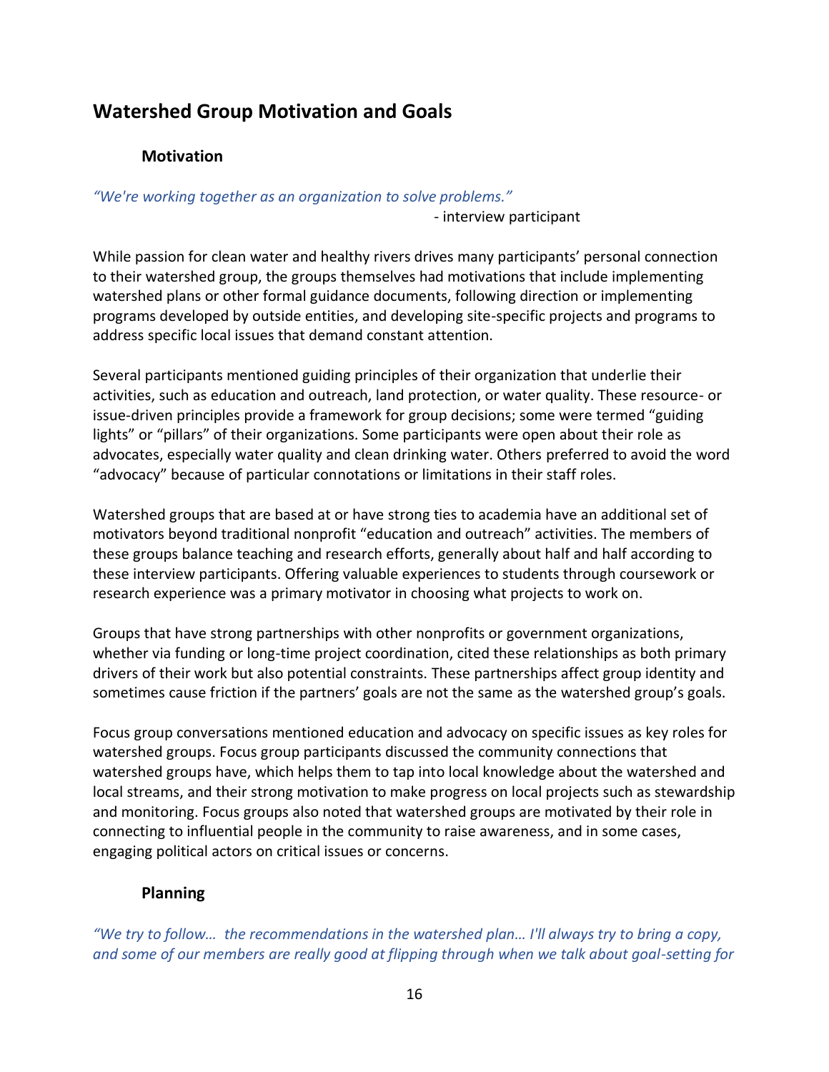## Watershed Group Motivation and Goals

### Motivation

*"We're working together as an organization to solve problems."*

- interview participant

While passion for clean water and healthy rivers drives many participants' personal connection to their watershed group, the groups themselves had motivations that include implementing watershed plans or other formal guidance documents, following direction or implementing programs developed by outside entities, and developing site-specific projects and programs to address specific local issues that demand constant attention.

Several participants mentioned guiding principles of their organization that underlie their activities, such as education and outreach, land protection, or water quality. These resource- or issue-driven principles provide a framework for group decisions; some were termed "guiding lights" or "pillars" of their organizations. Some participants were open about their role as advocates, especially water quality and clean drinking water. Others preferred to avoid the word "advocacy" because of particular connotations or limitations in their staff roles.

Watershed groups that are based at or have strong ties to academia have an additional set of motivators beyond traditional nonprofit "education and outreach" activities. The members of these groups balance teaching and research efforts, generally about half and half according to these interview participants. Offering valuable experiences to students through coursework or research experience was a primary motivator in choosing what projects to work on.

Groups that have strong partnerships with other nonprofits or government organizations, whether via funding or long-time project coordination, cited these relationships as both primary drivers of their work but also potential constraints. These partnerships affect group identity and sometimes cause friction if the partners' goals are not the same as the watershed group's goals.

Focus group conversations mentioned education and advocacy on specific issues as key roles for watershed groups. Focus group participants discussed the community connections that watershed groups have, which helps them to tap into local knowledge about the watershed and local streams, and their strong motivation to make progress on local projects such as stewardship and monitoring. Focus groups also noted that watershed groups are motivated by their role in connecting to influential people in the community to raise awareness, and in some cases, engaging political actors on critical issues or concerns.

### Planning

*"We try to follow… the recommendations in the watershed plan… I'll always try to bring a copy, and some of our members are really good at flipping through when we talk about goal-setting for*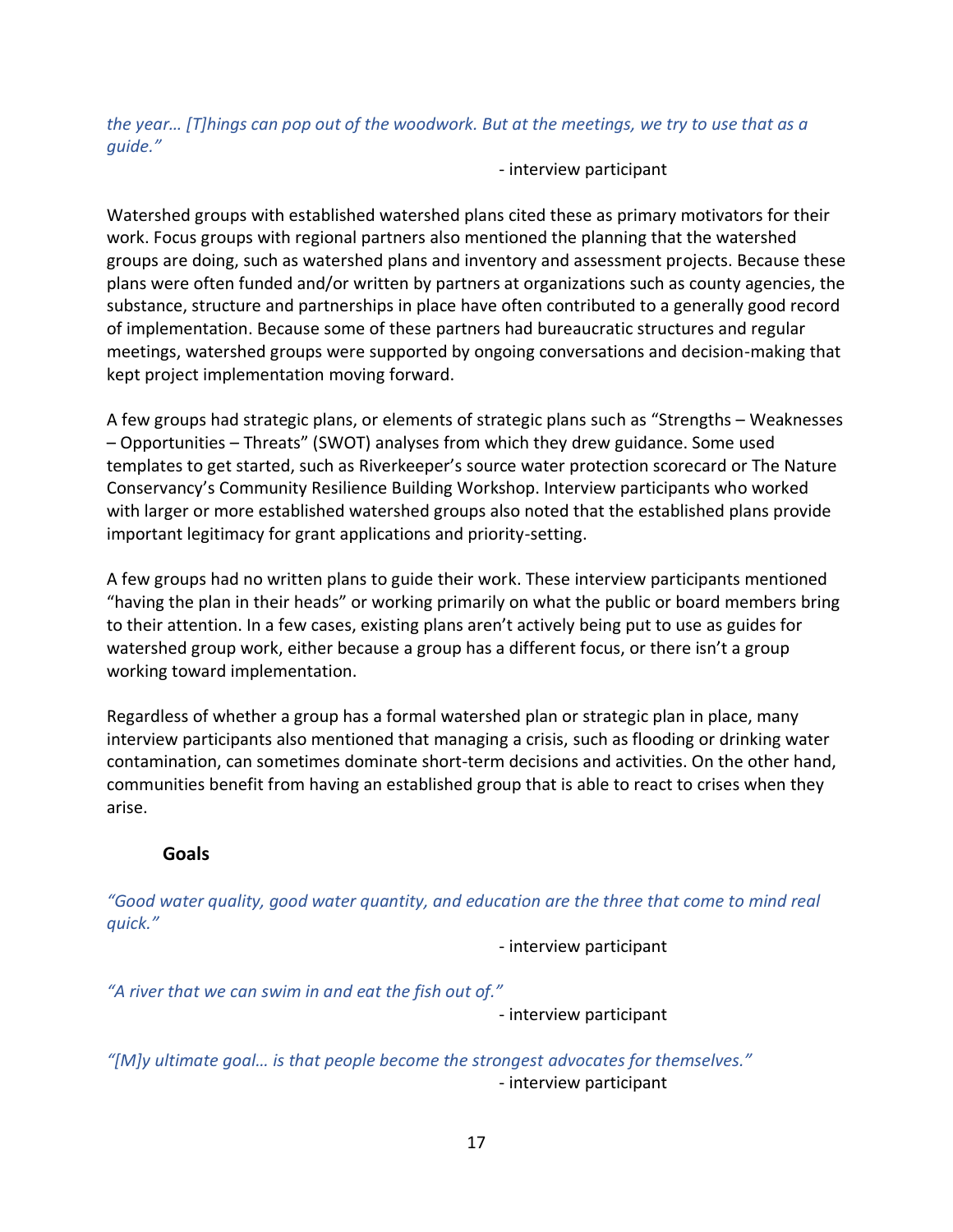*the year… [T]hings can pop out of the woodwork. But at the meetings, we try to use that as a guide."*

- interview participant

Watershed groups with established watershed plans cited these as primary motivators for their work. Focus groups with regional partners also mentioned the planning that the watershed groups are doing, such as watershed plans and inventory and assessment projects. Because these plans were often funded and/or written by partners at organizations such as county agencies, the substance, structure and partnerships in place have often contributed to a generally good record of implementation. Because some of these partners had bureaucratic structures and regular meetings, watershed groups were supported by ongoing conversations and decision-making that kept project implementation moving forward.

A few groups had strategic plans, or elements of strategic plans such as "Strengths – Weaknesses – Opportunities – Threats" (SWOT) analyses from which they drew guidance. Some used templates to get started, such as Riverkeeper's source water protection scorecard or The Nature Conservancy's Community Resilience Building Workshop. Interview participants who worked with larger or more established watershed groups also noted that the established plans provide important legitimacy for grant applications and priority-setting.

A few groups had no written plans to guide their work. These interview participants mentioned "having the plan in their heads" or working primarily on what the public or board members bring to their attention. In a few cases, existing plans aren't actively being put to use as guides for watershed group work, either because a group has a different focus, or there isn't a group working toward implementation.

Regardless of whether a group has a formal watershed plan or strategic plan in place, many interview participants also mentioned that managing a crisis, such as flooding or drinking water contamination, can sometimes dominate short-term decisions and activities. On the other hand, communities benefit from having an established group that is able to react to crises when they arise.

### Goals

*"Good water quality, good water quantity, and education are the three that come to mind real quick."*

- interview participant

*"A river that we can swim in and eat the fish out of."*

- interview participant

*"[M]y ultimate goal… is that people become the strongest advocates for themselves."*

- interview participant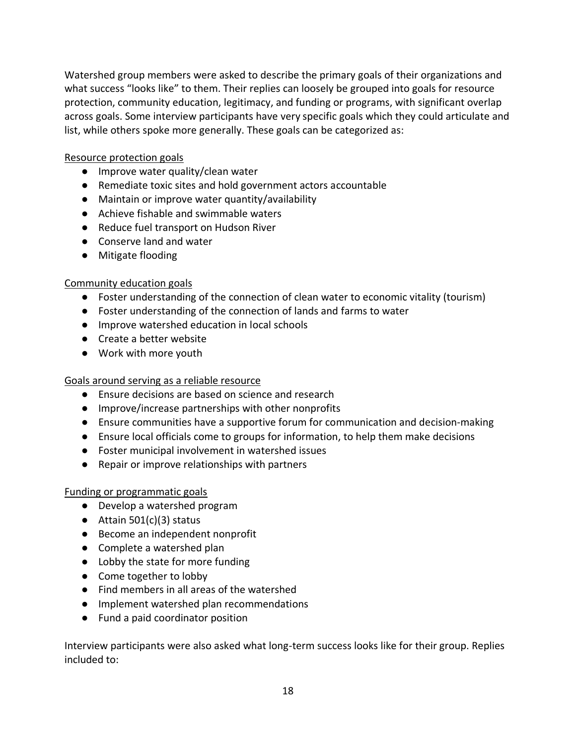Watershed group members were asked to describe the primary goals of their organizations and what success "looks like" to them. Their replies can loosely be grouped into goals for resource protection, community education, legitimacy, and funding or programs, with significant overlap across goals. Some interview participants have very specific goals which they could articulate and list, while others spoke more generally. These goals can be categorized as:

<u>Resource protection goals</u>

- Improve water quality/clean water
- Remediate toxic sites and hold government actors accountable
- Maintain or improve water quantity/availability
- Achieve fishable and swimmable waters
- Reduce fuel transport on Hudson River
- Conserve land and water
- Mitigate flooding

<u>Community education goals</u>

- Foster understanding of the connection of clean water to economic vitality (tourism)
- Foster understanding of the connection of lands and farms to water
- Improve watershed education in local schools
- Create a better website
- Work with more youth

<u>Goals around serving as a reliable resource</u>

- Ensure decisions are based on science and research
- Improve/increase partnerships with other nonprofits
- Ensure communities have a supportive forum for communication and decision-making
- Ensure local officials come to groups for information, to help them make decisions
- Foster municipal involvement in watershed issues
- Repair or improve relationships with partners

<u>Funding or programmatic goals</u>

- Develop a watershed program
- Attain 501(c)(3) status
- Become an independent nonprofit
- Complete a watershed plan
- Lobby the state for more funding
- Come together to lobby
- Find members in all areas of the watershed
- Implement watershed plan recommendations
- Fund a paid coordinator position

Interview participants were also asked what long-term success looks like for their group. Replies included to: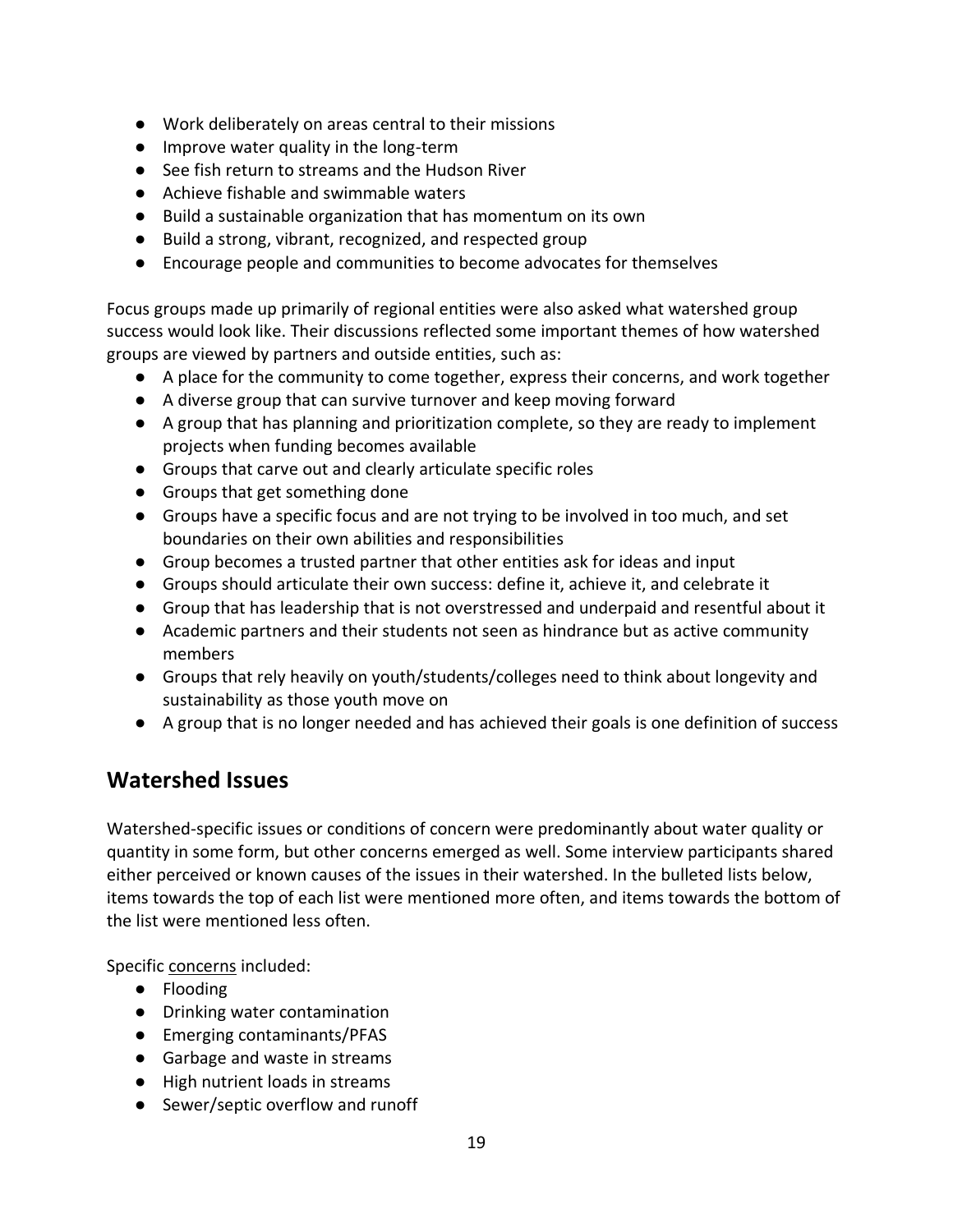- Work deliberately on areas central to their missions
- Improve water quality in the long-term
- See fish return to streams and the Hudson River
- Achieve fishable and swimmable waters
- Build a sustainable organization that has momentum on its own
- Build a strong, vibrant, recognized, and respected group
- Encourage people and communities to become advocates for themselves

Focus groups made up primarily of regional entities were also asked what watershed group success would look like. Their discussions reflected some important themes of how watershed groups are viewed by partners and outside entities, such as:

- A place for the community to come together, express their concerns, and work together
- A diverse group that can survive turnover and keep moving forward
- A group that has planning and prioritization complete, so they are ready to implement projects when funding becomes available
- Groups that carve out and clearly articulate specific roles
- Groups that get something done
- Groups have a specific focus and are not trying to be involved in too much, and set boundaries on their own abilities and responsibilities
- Group becomes a trusted partner that other entities ask for ideas and input
- Groups should articulate their own success: define it, achieve it, and celebrate it
- Group that has leadership that is not overstressed and underpaid and resentful about it
- Academic partners and their students not seen as hindrance but as active community members
- Groups that rely heavily on youth/students/colleges need to think about longevity and sustainability as those youth move on
- A group that is no longer needed and has achieved their goals is one definition of success

## Watershed Issues

Watershed-specific issues or conditions of concern were predominantly about water quality or quantity in some form, but other concerns emerged as well. Some interview participants shared either perceived or known causes of the issues in their watershed. In the bulleted lists below, items towards the top of each list were mentioned more often, and items towards the bottom of the list were mentioned less often.

Specific concerns included:

- Flooding
- Drinking water contamination
- Emerging contaminants/PFAS
- Garbage and waste in streams
- High nutrient loads in streams
- Sewer/septic overflow and runoff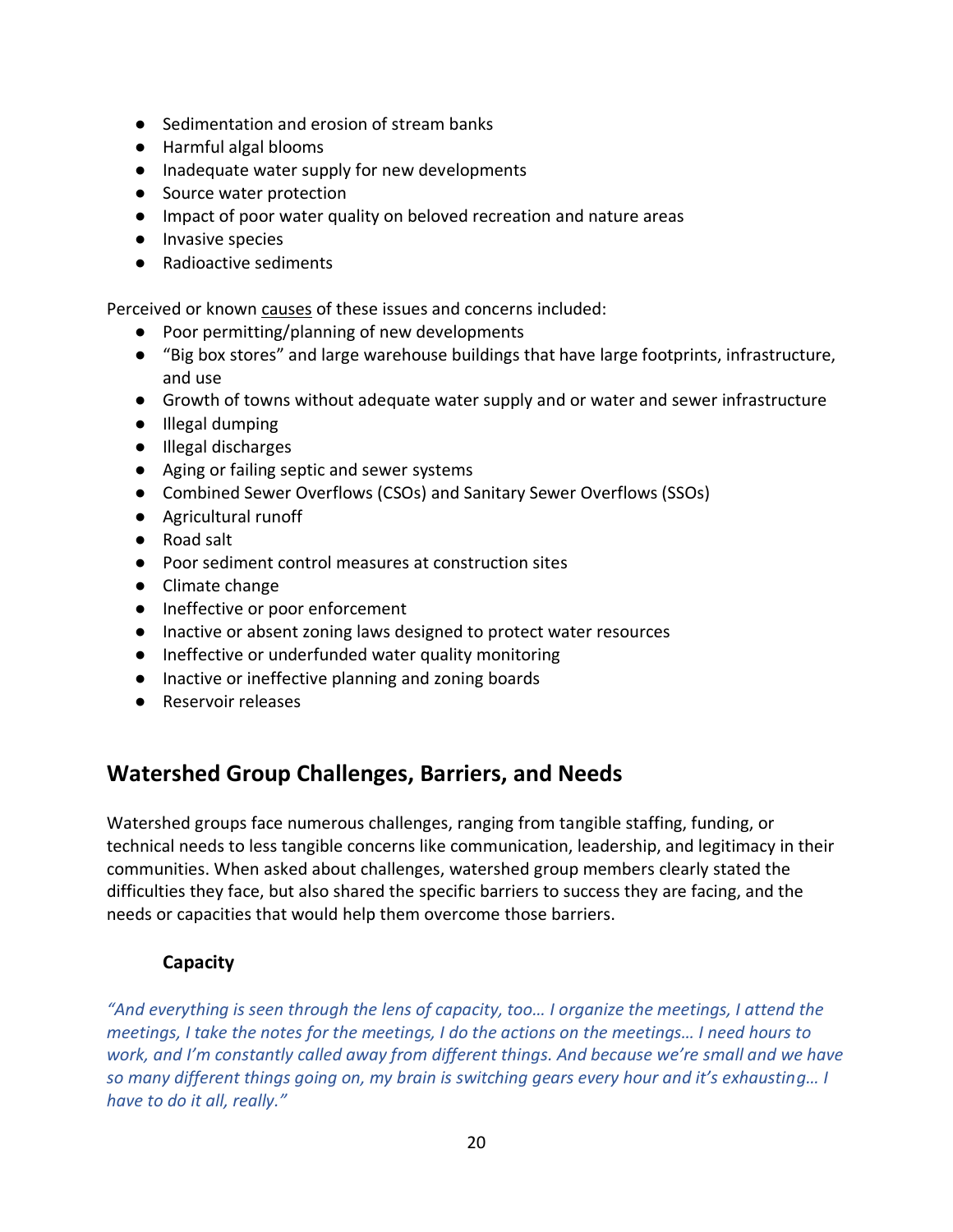- Sedimentation and erosion of stream banks
- Harmful algal blooms
- Inadequate water supply for new developments
- Source water protection
- Impact of poor water quality on beloved recreation and nature areas
- Invasive species
- Radioactive sediments

Perceived or known <u>causes</u> of these issues and concerns included:

- Poor permitting/planning of new developments
- "Big box stores" and large warehouse buildings that have large footprints, infrastructure, and use
- Growth of towns without adequate water supply and or water and sewer infrastructure
- Illegal dumping
- Illegal discharges
- Aging or failing septic and sewer systems
- Combined Sewer Overflows (CSOs) and Sanitary Sewer Overflows (SSOs)
- Agricultural runoff
- Road salt
- Poor sediment control measures at construction sites
- Climate change
- Ineffective or poor enforcement
- Inactive or absent zoning laws designed to protect water resources
- Ineffective or underfunded water quality monitoring
- Inactive or ineffective planning and zoning boards
- Reservoir releases

## Watershed Group Challenges, Barriers, and Needs

Watershed groups face numerous challenges, ranging from tangible staffing, funding, or technical needs to less tangible concerns like communication, leadership, and legitimacy in their communities. When asked about challenges, watershed group members clearly stated the difficulties they face, but also shared the specific barriers to success they are facing, and the needs or capacities that would help them overcome those barriers.

### Capacity

*"And everything is seen through the lens of capacity, too… I organize the meetings, I attend the meetings, I take the notes for the meetings, I do the actions on the meetings… I need hours to work, and I'm constantly called away from different things. And because we're small and we have so many different things going on, my brain is switching gears every hour and it's exhausting… I have to do it all, really."*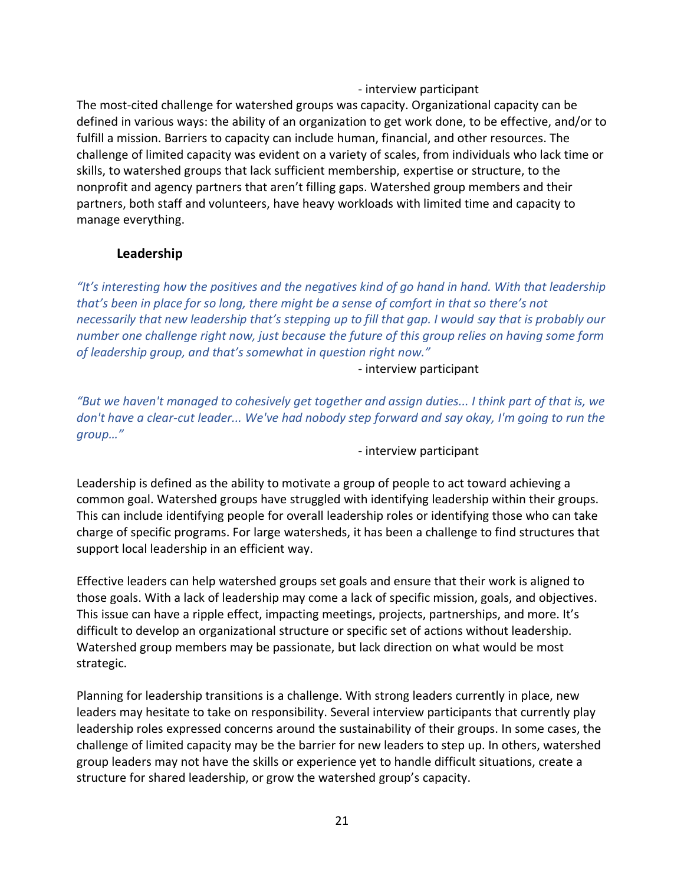- interview participant

The most-cited challenge for watershed groups was capacity. Organizational capacity can be defined in various ways: the ability of an organization to get work done, to be effective, and/or to fulfill a mission. Barriers to capacity can include human, financial, and other resources. The challenge of limited capacity was evident on a variety of scales, from individuals who lack time or skills, to watershed groups that lack sufficient membership, expertise or structure, to the nonprofit and agency partners that aren't filling gaps. Watershed group members and their partners, both staff and volunteers, have heavy workloads with limited time and capacity to manage everything.

### Leadership

*"It's interesting how the positives and the negatives kind of go hand in hand. With that leadership that's been in place for so long, there might be a sense of comfort in that so there's not necessarily that new leadership that's stepping up to fill that gap. I would say that is probably our number one challenge right now, just because the future of this group relies on having some form of leadership group, and that's somewhat in question right now."*

- interview participant

*"But we haven't managed to cohesively get together and assign duties... I think part of that is, we don't have a clear-cut leader... We've had nobody step forward and say okay, I'm going to run the group…"*

- interview participant

Leadership is defined as the ability to motivate a group of people to act toward achieving a common goal. Watershed groups have struggled with identifying leadership within their groups. This can include identifying people for overall leadership roles or identifying those who can take charge of specific programs. For large watersheds, it has been a challenge to find structures that support local leadership in an efficient way.

Effective leaders can help watershed groups set goals and ensure that their work is aligned to those goals. With a lack of leadership may come a lack of specific mission, goals, and objectives. This issue can have a ripple effect, impacting meetings, projects, partnerships, and more. It's difficult to develop an organizational structure or specific set of actions without leadership. Watershed group members may be passionate, but lack direction on what would be most strategic.

Planning for leadership transitions is a challenge. With strong leaders currently in place, new leaders may hesitate to take on responsibility. Several interview participants that currently play leadership roles expressed concerns around the sustainability of their groups. In some cases, the challenge of limited capacity may be the barrier for new leaders to step up. In others, watershed group leaders may not have the skills or experience yet to handle difficult situations, create a structure for shared leadership, or grow the watershed group's capacity.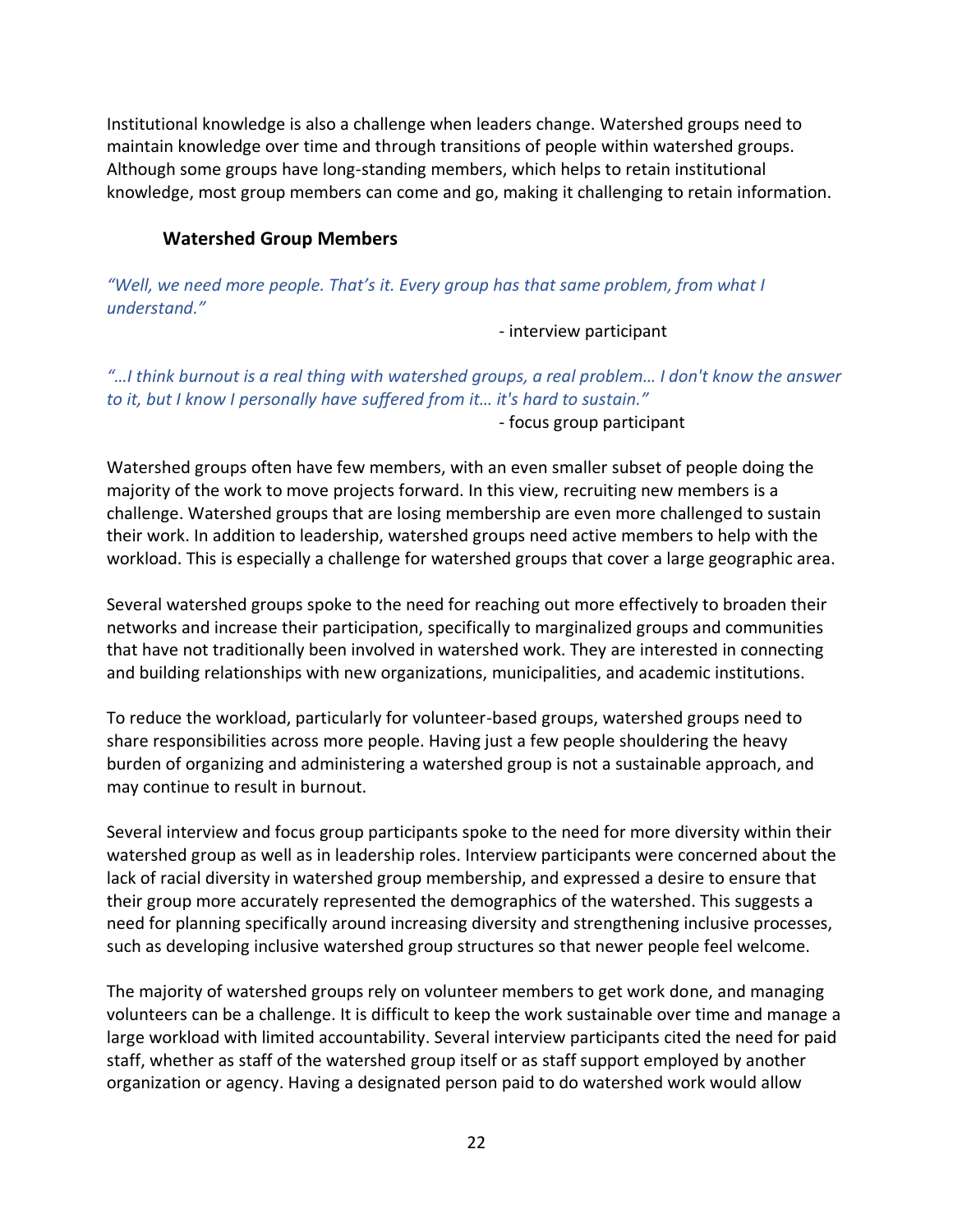Institutional knowledge is also a challenge when leaders change. Watershed groups need to maintain knowledge over time and through transitions of people within watershed groups. Although some groups have long-standing members, which helps to retain institutional knowledge, most group members can come and go, making it challenging to retain information.

### Watershed Group Members

*"Well, we need more people. That's it. Every group has that same problem, from what I understand."*

- interview participant

*"…I think burnout is a real thing with watershed groups, a real problem… I don't know the answer to it, but I know I personally have suffered from it… it's hard to sustain."*

- focus group participant

Watershed groups often have few members, with an even smaller subset of people doing the majority of the work to move projects forward. In this view, recruiting new members is a challenge. Watershed groups that are losing membership are even more challenged to sustain their work. In addition to leadership, watershed groups need active members to help with the workload. This is especially a challenge for watershed groups that cover a large geographic area.

Several watershed groups spoke to the need for reaching out more effectively to broaden their networks and increase their participation, specifically to marginalized groups and communities that have not traditionally been involved in watershed work. They are interested in connecting and building relationships with new organizations, municipalities, and academic institutions.

To reduce the workload, particularly for volunteer-based groups, watershed groups need to share responsibilities across more people. Having just a few people shouldering the heavy burden of organizing and administering a watershed group is not a sustainable approach, and may continue to result in burnout.

Several interview and focus group participants spoke to the need for more diversity within their watershed group as well as in leadership roles. Interview participants were concerned about the lack of racial diversity in watershed group membership, and expressed a desire to ensure that their group more accurately represented the demographics of the watershed. This suggests a need for planning specifically around increasing diversity and strengthening inclusive processes, such as developing inclusive watershed group structures so that newer people feel welcome.

The majority of watershed groups rely on volunteer members to get work done, and managing volunteers can be a challenge. It is difficult to keep the work sustainable over time and manage a large workload with limited accountability. Several interview participants cited the need for paid staff, whether as staff of the watershed group itself or as staff support employed by another organization or agency. Having a designated person paid to do watershed work would allow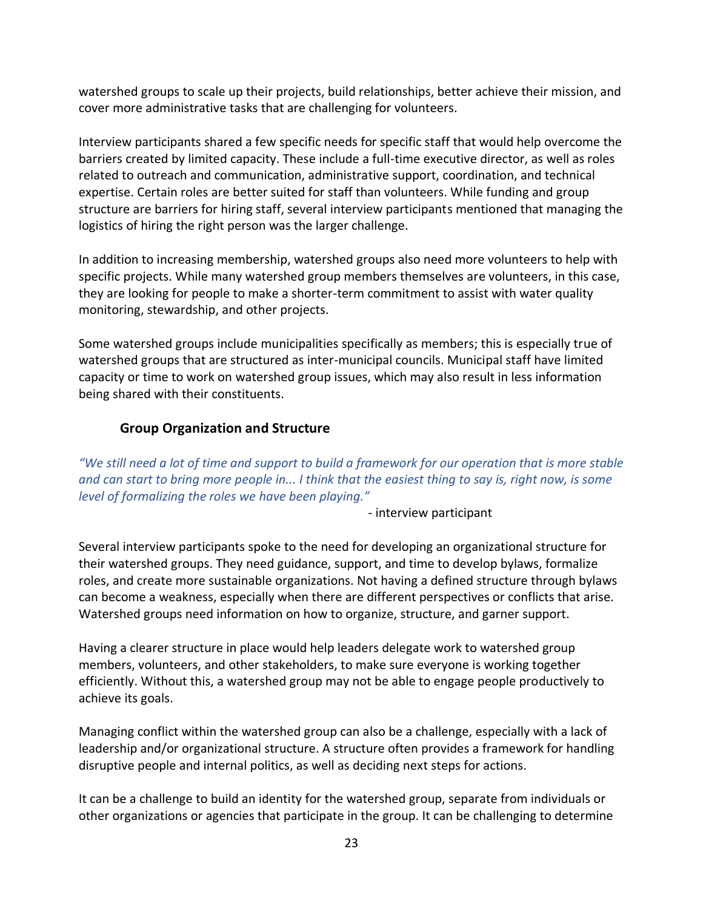watershed groups to scale up their projects, build relationships, better achieve their mission, and cover more administrative tasks that are challenging for volunteers.

Interview participants shared a few specific needs for specific staff that would help overcome the barriers created by limited capacity. These include a full-time executive director, as well as roles related to outreach and communication, administrative support, coordination, and technical expertise. Certain roles are better suited for staff than volunteers. While funding and group structure are barriers for hiring staff, several interview participants mentioned that managing the logistics of hiring the right person was the larger challenge.

In addition to increasing membership, watershed groups also need more volunteers to help with specific projects. While many watershed group members themselves are volunteers, in this case, they are looking for people to make a shorter-term commitment to assist with water quality monitoring, stewardship, and other projects.

Some watershed groups include municipalities specifically as members; this is especially true of watershed groups that are structured as inter-municipal councils. Municipal staff have limited capacity or time to work on watershed group issues, which may also result in less information being shared with their constituents.

### Group Organization and Structure

*"We still need a lot of time and support to build a framework for our operation that is more stable and can start to bring more people in... I think that the easiest thing to say is, right now, is some level of formalizing the roles we have been playing."*

- interview participant

Several interview participants spoke to the need for developing an organizational structure for their watershed groups. They need guidance, support, and time to develop bylaws, formalize roles, and create more sustainable organizations. Not having a defined structure through bylaws can become a weakness, especially when there are different perspectives or conflicts that arise. Watershed groups need information on how to organize, structure, and garner support.

Having a clearer structure in place would help leaders delegate work to watershed group members, volunteers, and other stakeholders, to make sure everyone is working together efficiently. Without this, a watershed group may not be able to engage people productively to achieve its goals.

Managing conflict within the watershed group can also be a challenge, especially with a lack of leadership and/or organizational structure. A structure often provides a framework for handling disruptive people and internal politics, as well as deciding next steps for actions.

It can be a challenge to build an identity for the watershed group, separate from individuals or other organizations or agencies that participate in the group. It can be challenging to determine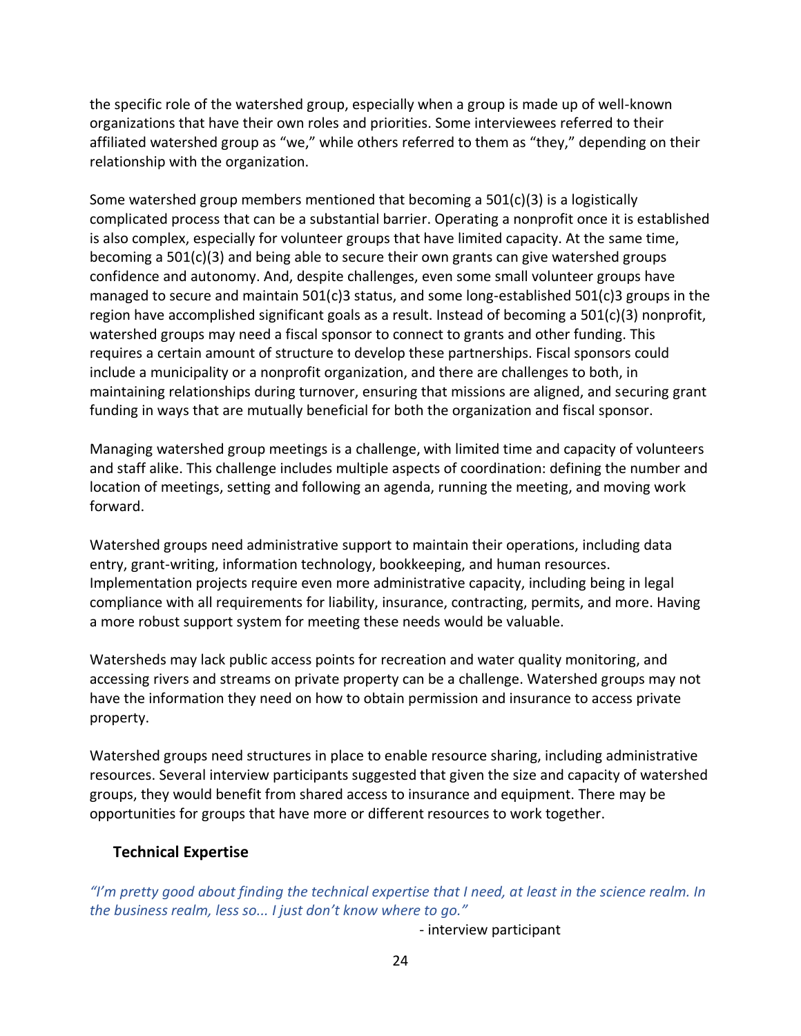the specific role of the watershed group, especially when a group is made up of well-known organizations that have their own roles and priorities. Some interviewees referred to their affiliated watershed group as "we," while others referred to them as "they," depending on their relationship with the organization.

Some watershed group members mentioned that becoming a 501(c)(3) is a logistically complicated process that can be a substantial barrier. Operating a nonprofit once it is established is also complex, especially for volunteer groups that have limited capacity. At the same time, becoming a 501(c)(3) and being able to secure their own grants can give watershed groups confidence and autonomy. And, despite challenges, even some small volunteer groups have managed to secure and maintain 501(c)3 status, and some long-established 501(c)3 groups in the region have accomplished significant goals as a result. Instead of becoming a 501(c)(3) nonprofit, watershed groups may need a fiscal sponsor to connect to grants and other funding. This requires a certain amount of structure to develop these partnerships. Fiscal sponsors could include a municipality or a nonprofit organization, and there are challenges to both, in maintaining relationships during turnover, ensuring that missions are aligned, and securing grant funding in ways that are mutually beneficial for both the organization and fiscal sponsor.

Managing watershed group meetings is a challenge, with limited time and capacity of volunteers and staff alike. This challenge includes multiple aspects of coordination: defining the number and location of meetings, setting and following an agenda, running the meeting, and moving work forward.

Watershed groups need administrative support to maintain their operations, including data entry, grant-writing, information technology, bookkeeping, and human resources. Implementation projects require even more administrative capacity, including being in legal compliance with all requirements for liability, insurance, contracting, permits, and more. Having a more robust support system for meeting these needs would be valuable.

Watersheds may lack public access points for recreation and water quality monitoring, and accessing rivers and streams on private property can be a challenge. Watershed groups may not have the information they need on how to obtain permission and insurance to access private property.

Watershed groups need structures in place to enable resource sharing, including administrative resources. Several interview participants suggested that given the size and capacity of watershed groups, they would benefit from shared access to insurance and equipment. There may be opportunities for groups that have more or different resources to work together.

### Technical Expertise

*"I'm pretty good about finding the technical expertise that I need, at least in the science realm. In the business realm, less so... I just don't know where to go."*

- interview participant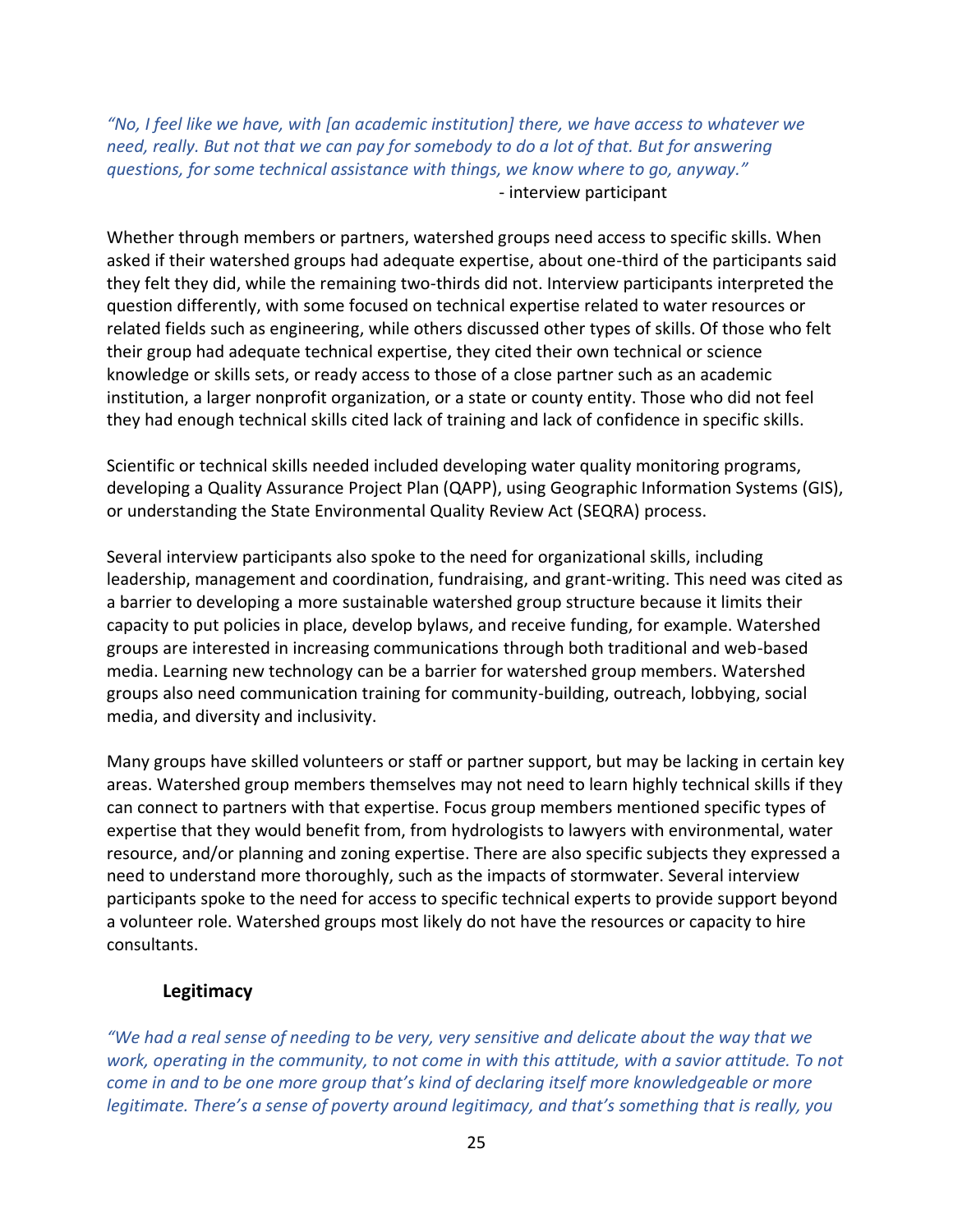*"No, I feel like we have, with [an academic institution] there, we have access to whatever we need, really. But not that we can pay for somebody to do a lot of that. But for answering questions, for some technical assistance with things, we know where to go, anyway."*

- interview participant

Whether through members or partners, watershed groups need access to specific skills. When asked if their watershed groups had adequate expertise, about one-third of the participants said they felt they did, while the remaining two-thirds did not. Interview participants interpreted the question differently, with some focused on technical expertise related to water resources or related fields such as engineering, while others discussed other types of skills. Of those who felt their group had adequate technical expertise, they cited their own technical or science knowledge or skills sets, or ready access to those of a close partner such as an academic institution, a larger nonprofit organization, or a state or county entity. Those who did not feel they had enough technical skills cited lack of training and lack of confidence in specific skills.

Scientific or technical skills needed included developing water quality monitoring programs, developing a Quality Assurance Project Plan (QAPP), using Geographic Information Systems (GIS), or understanding the State Environmental Quality Review Act (SEQRA) process.

Several interview participants also spoke to the need for organizational skills, including leadership, management and coordination, fundraising, and grant-writing. This need was cited as a barrier to developing a more sustainable watershed group structure because it limits their capacity to put policies in place, develop bylaws, and receive funding, for example. Watershed groups are interested in increasing communications through both traditional and web-based media. Learning new technology can be a barrier for watershed group members. Watershed groups also need communication training for community-building, outreach, lobbying, social media, and diversity and inclusivity.

Many groups have skilled volunteers or staff or partner support, but may be lacking in certain key areas. Watershed group members themselves may not need to learn highly technical skills if they can connect to partners with that expertise. Focus group members mentioned specific types of expertise that they would benefit from, from hydrologists to lawyers with environmental, water resource, and/or planning and zoning expertise. There are also specific subjects they expressed a need to understand more thoroughly, such as the impacts of stormwater. Several interview participants spoke to the need for access to specific technical experts to provide support beyond a volunteer role. Watershed groups most likely do not have the resources or capacity to hire consultants.

### Legitimacy

*"We had a real sense of needing to be very, very sensitive and delicate about the way that we work, operating in the community, to not come in with this attitude, with a savior attitude. To not come in and to be one more group that's kind of declaring itself more knowledgeable or more legitimate. There's a sense of poverty around legitimacy, and that's something that is really, you*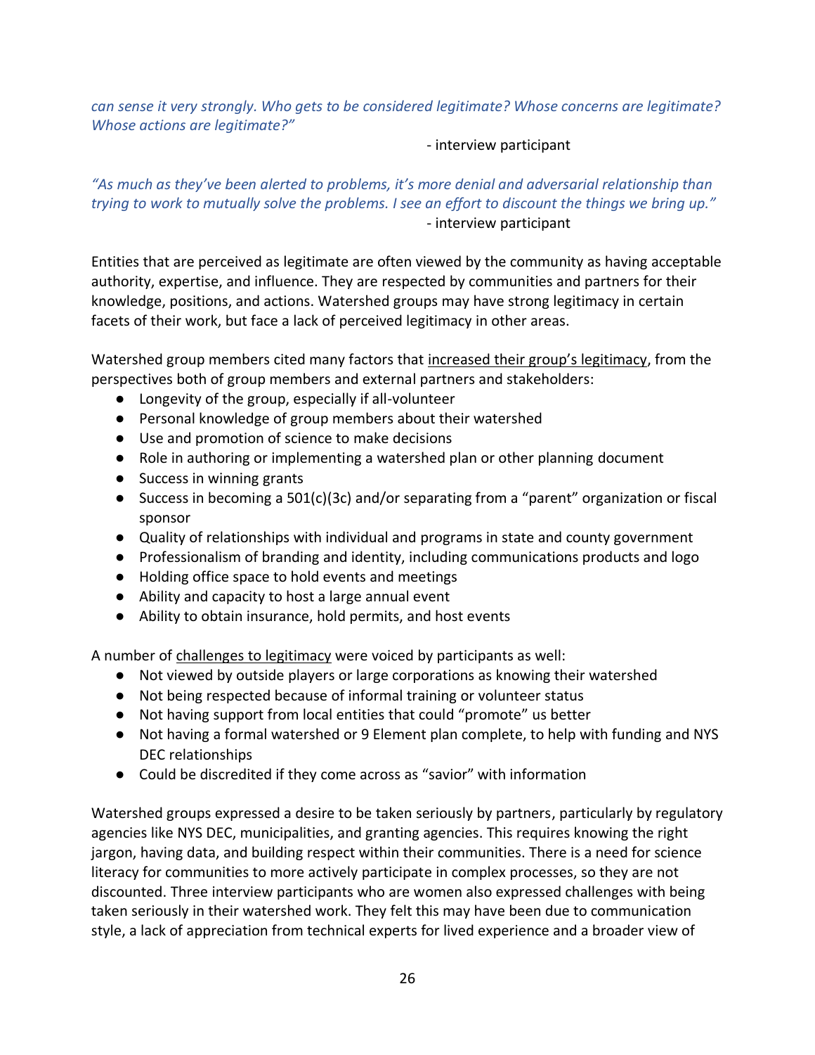*can sense it very strongly. Who gets to be considered legitimate? Whose concerns are legitimate? Whose actions are legitimate?"*

- interview participant

*"As much as they've been alerted to problems, it's more denial and adversarial relationship than trying to work to mutually solve the problems. I see an effort to discount the things we bring up."*

- interview participant

Entities that are perceived as legitimate are often viewed by the community as having acceptable authority, expertise, and influence. They are respected by communities and partners for their knowledge, positions, and actions. Watershed groups may have strong legitimacy in certain facets of their work, but face a lack of perceived legitimacy in other areas.

Watershed group members cited many factors that <u>increased their group's legitimacy</u>, from the perspectives both of group members and external partners and stakeholders:

- Longevity of the group, especially if all-volunteer
- Personal knowledge of group members about their watershed
- Use and promotion of science to make decisions
- Role in authoring or implementing a watershed plan or other planning document
- Success in winning grants
- Success in becoming a 501(c)(3c) and/or separating from a "parent" organization or fiscal sponsor
- Quality of relationships with individual and programs in state and county government
- Professionalism of branding and identity, including communications products and logo
- Holding office space to hold events and meetings
- Ability and capacity to host a large annual event
- Ability to obtain insurance, hold permits, and host events

A number of <u>challenges to legitimacy</u> were voiced by participants as well:

- Not viewed by outside players or large corporations as knowing their watershed
- Not being respected because of informal training or volunteer status
- Not having support from local entities that could "promote" us better
- Not having a formal watershed or 9 Element plan complete, to help with funding and NYS DEC relationships
- Could be discredited if they come across as "savior" with information

Watershed groups expressed a desire to be taken seriously by partners, particularly by regulatory agencies like NYS DEC, municipalities, and granting agencies. This requires knowing the right jargon, having data, and building respect within their communities. There is a need for science literacy for communities to more actively participate in complex processes, so they are not discounted. Three interview participants who are women also expressed challenges with being taken seriously in their watershed work. They felt this may have been due to communication style, a lack of appreciation from technical experts for lived experience and a broader view of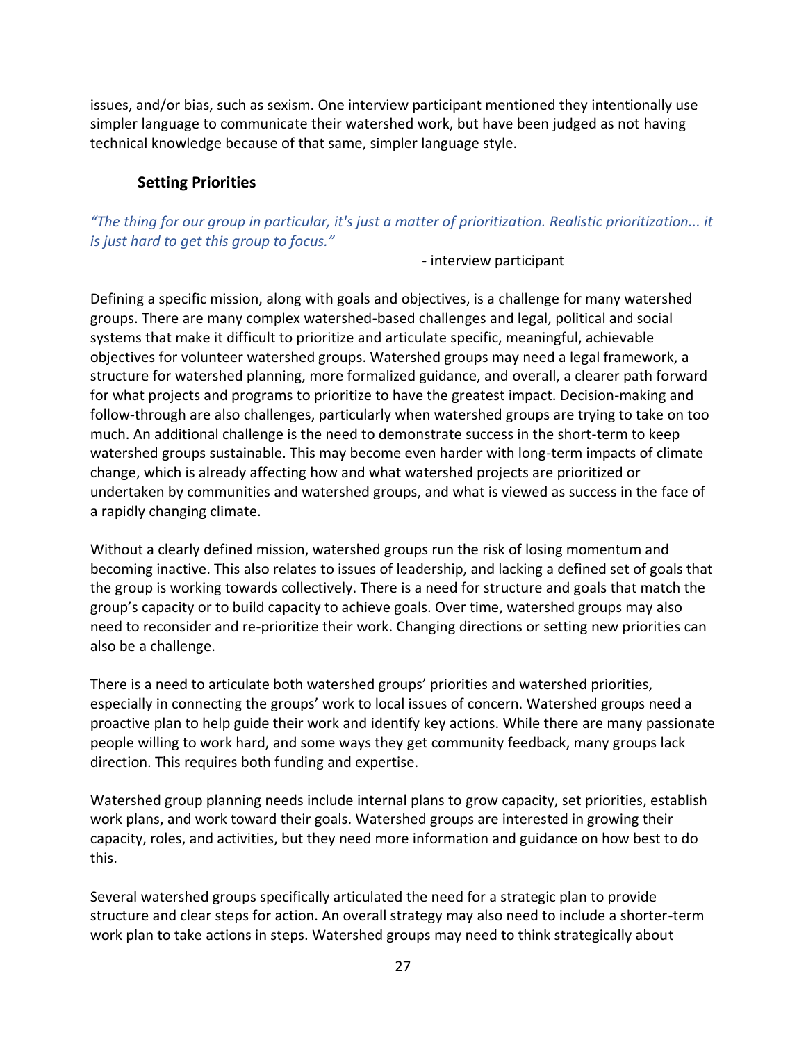issues, and/or bias, such as sexism. One interview participant mentioned they intentionally use simpler language to communicate their watershed work, but have been judged as not having technical knowledge because of that same, simpler language style.

### Setting Priorities

*"The thing for our group in particular, it's just a matter of prioritization. Realistic prioritization... it is just hard to get this group to focus."*

- interview participant

Defining a specific mission, along with goals and objectives, is a challenge for many watershed groups. There are many complex watershed-based challenges and legal, political and social systems that make it difficult to prioritize and articulate specific, meaningful, achievable objectives for volunteer watershed groups. Watershed groups may need a legal framework, a structure for watershed planning, more formalized guidance, and overall, a clearer path forward for what projects and programs to prioritize to have the greatest impact. Decision-making and follow-through are also challenges, particularly when watershed groups are trying to take on too much. An additional challenge is the need to demonstrate success in the short-term to keep watershed groups sustainable. This may become even harder with long-term impacts of climate change, which is already affecting how and what watershed projects are prioritized or undertaken by communities and watershed groups, and what is viewed as success in the face of a rapidly changing climate.

Without a clearly defined mission, watershed groups run the risk of losing momentum and becoming inactive. This also relates to issues of leadership, and lacking a defined set of goals that the group is working towards collectively. There is a need for structure and goals that match the group's capacity or to build capacity to achieve goals. Over time, watershed groups may also need to reconsider and re-prioritize their work. Changing directions or setting new priorities can also be a challenge.

There is a need to articulate both watershed groups' priorities and watershed priorities, especially in connecting the groups' work to local issues of concern. Watershed groups need a proactive plan to help guide their work and identify key actions. While there are many passionate people willing to work hard, and some ways they get community feedback, many groups lack direction. This requires both funding and expertise.

Watershed group planning needs include internal plans to grow capacity, set priorities, establish work plans, and work toward their goals. Watershed groups are interested in growing their capacity, roles, and activities, but they need more information and guidance on how best to do this.

Several watershed groups specifically articulated the need for a strategic plan to provide structure and clear steps for action. An overall strategy may also need to include a shorter-term work plan to take actions in steps. Watershed groups may need to think strategically about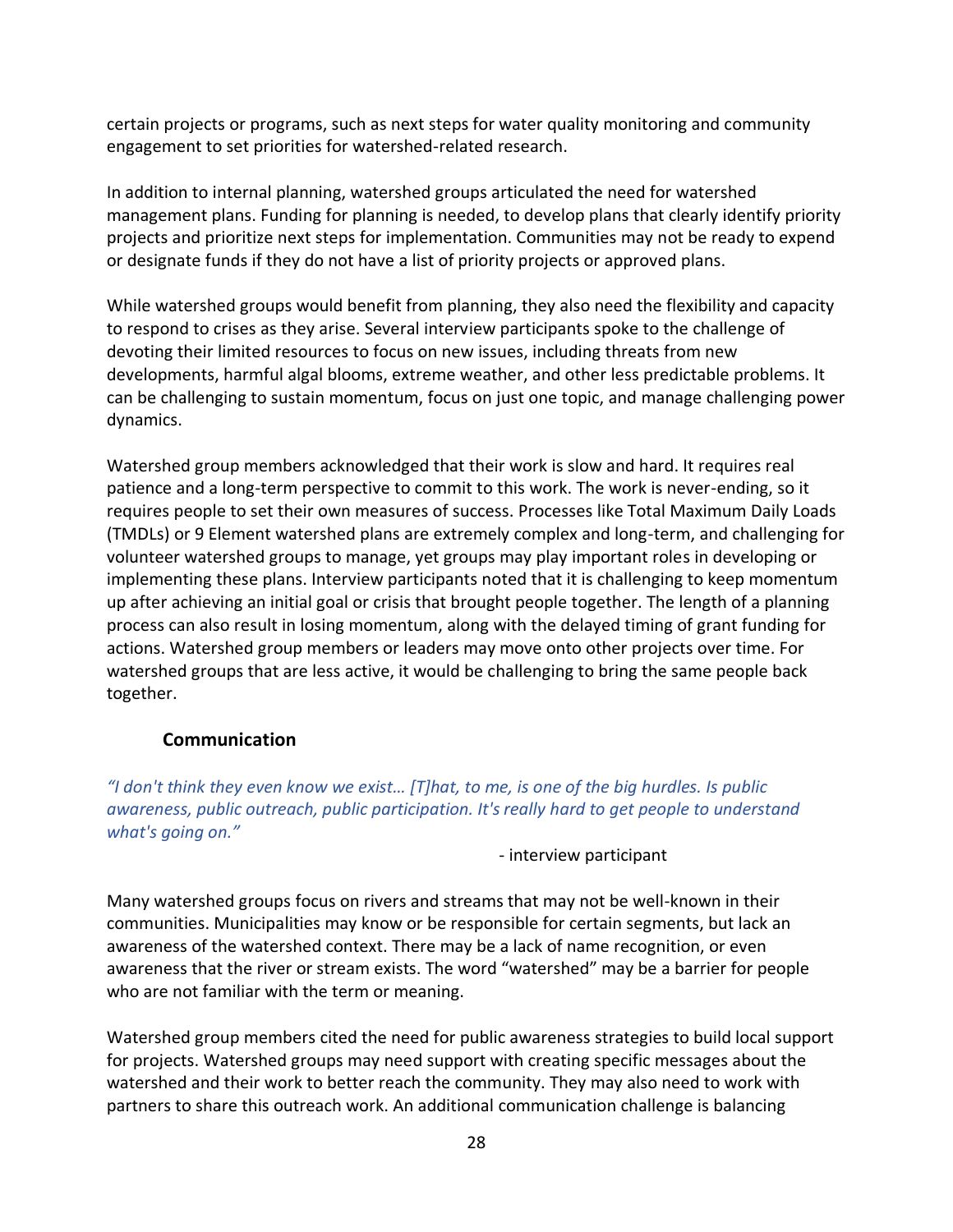certain projects or programs, such as next steps for water quality monitoring and community engagement to set priorities for watershed-related research.

In addition to internal planning, watershed groups articulated the need for watershed management plans. Funding for planning is needed, to develop plans that clearly identify priority projects and prioritize next steps for implementation. Communities may not be ready to expend or designate funds if they do not have a list of priority projects or approved plans.

While watershed groups would benefit from planning, they also need the flexibility and capacity to respond to crises as they arise. Several interview participants spoke to the challenge of devoting their limited resources to focus on new issues, including threats from new developments, harmful algal blooms, extreme weather, and other less predictable problems. It can be challenging to sustain momentum, focus on just one topic, and manage challenging power dynamics.

Watershed group members acknowledged that their work is slow and hard. It requires real patience and a long-term perspective to commit to this work. The work is never-ending, so it requires people to set their own measures of success. Processes like Total Maximum Daily Loads (TMDLs) or 9 Element watershed plans are extremely complex and long-term, and challenging for volunteer watershed groups to manage, yet groups may play important roles in developing or implementing these plans. Interview participants noted that it is challenging to keep momentum up after achieving an initial goal or crisis that brought people together. The length of a planning process can also result in losing momentum, along with the delayed timing of grant funding for actions. Watershed group members or leaders may move onto other projects over time. For watershed groups that are less active, it would be challenging to bring the same people back together.

### Communication

*"I don't think they even know we exist… [T]hat, to me, is one of the big hurdles. Is public awareness, public outreach, public participation. It's really hard to get people to understand what's going on."*

- interview participant

Many watershed groups focus on rivers and streams that may not be well-known in their communities. Municipalities may know or be responsible for certain segments, but lack an awareness of the watershed context. There may be a lack of name recognition, or even awareness that the river or stream exists. The word "watershed" may be a barrier for people who are not familiar with the term or meaning.

Watershed group members cited the need for public awareness strategies to build local support for projects. Watershed groups may need support with creating specific messages about the watershed and their work to better reach the community. They may also need to work with partners to share this outreach work. An additional communication challenge is balancing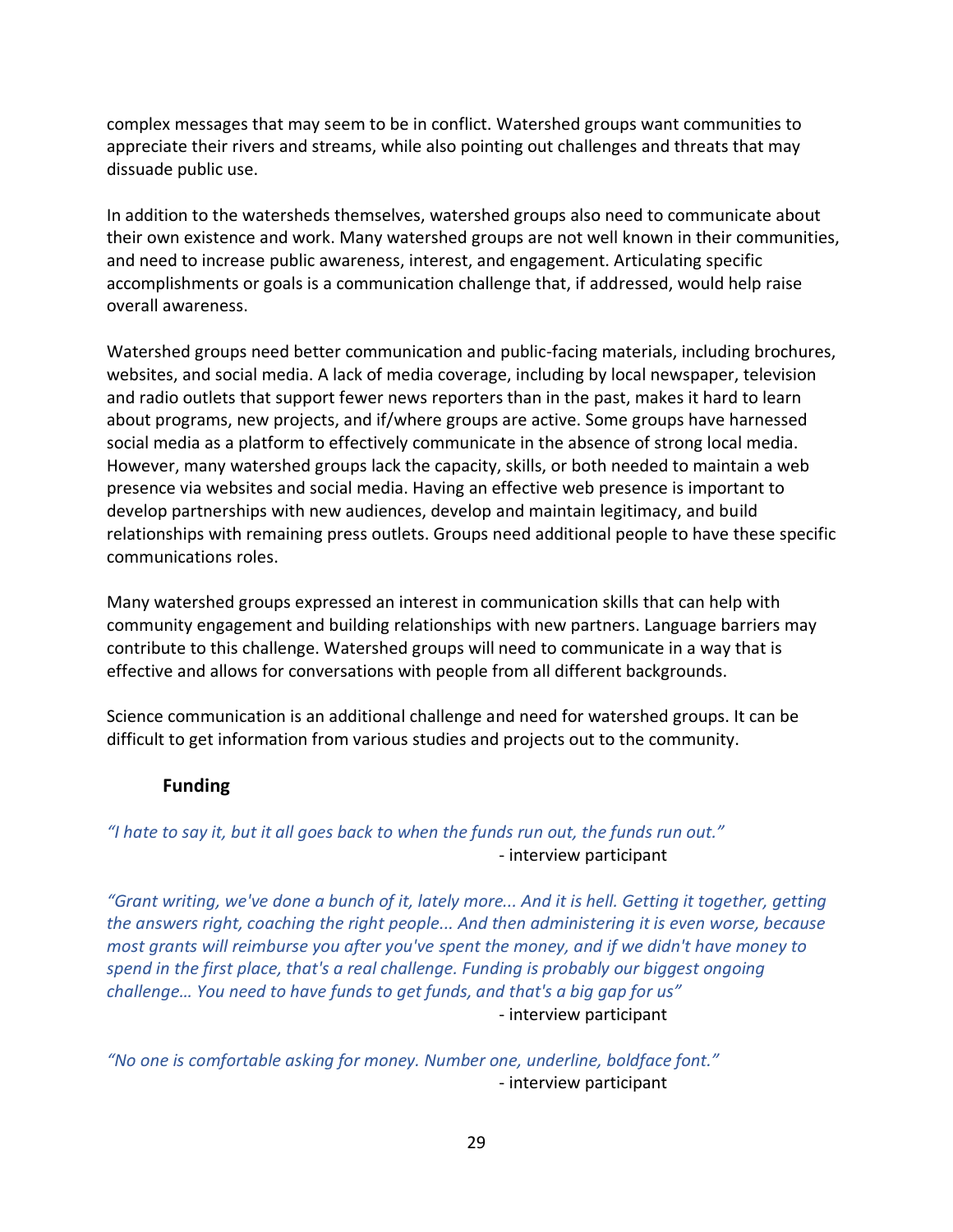complex messages that may seem to be in conflict. Watershed groups want communities to appreciate their rivers and streams, while also pointing out challenges and threats that may dissuade public use.

In addition to the watersheds themselves, watershed groups also need to communicate about their own existence and work. Many watershed groups are not well known in their communities, and need to increase public awareness, interest, and engagement. Articulating specific accomplishments or goals is a communication challenge that, if addressed, would help raise overall awareness.

Watershed groups need better communication and public-facing materials, including brochures, websites, and social media. A lack of media coverage, including by local newspaper, television and radio outlets that support fewer news reporters than in the past, makes it hard to learn about programs, new projects, and if/where groups are active. Some groups have harnessed social media as a platform to effectively communicate in the absence of strong local media. However, many watershed groups lack the capacity, skills, or both needed to maintain a web presence via websites and social media. Having an effective web presence is important to develop partnerships with new audiences, develop and maintain legitimacy, and build relationships with remaining press outlets. Groups need additional people to have these specific communications roles.

Many watershed groups expressed an interest in communication skills that can help with community engagement and building relationships with new partners. Language barriers may contribute to this challenge. Watershed groups will need to communicate in a way that is effective and allows for conversations with people from all different backgrounds.

Science communication is an additional challenge and need for watershed groups. It can be difficult to get information from various studies and projects out to the community.

### Funding

*"I hate to say it, but it all goes back to when the funds run out, the funds run out."*
- interview participant

*"Grant writing, we've done a bunch of it, lately more... And it is hell. Getting it together, getting the answers right, coaching the right people... And then administering it is even worse, because most grants will reimburse you after you've spent the money, and if we didn't have money to spend in the first place, that's a real challenge. Funding is probably our biggest ongoing challenge… You need to have funds to get funds, and that's a big gap for us"*
- interview participant

*"No one is comfortable asking for money. Number one, underline, boldface font."*
- interview participant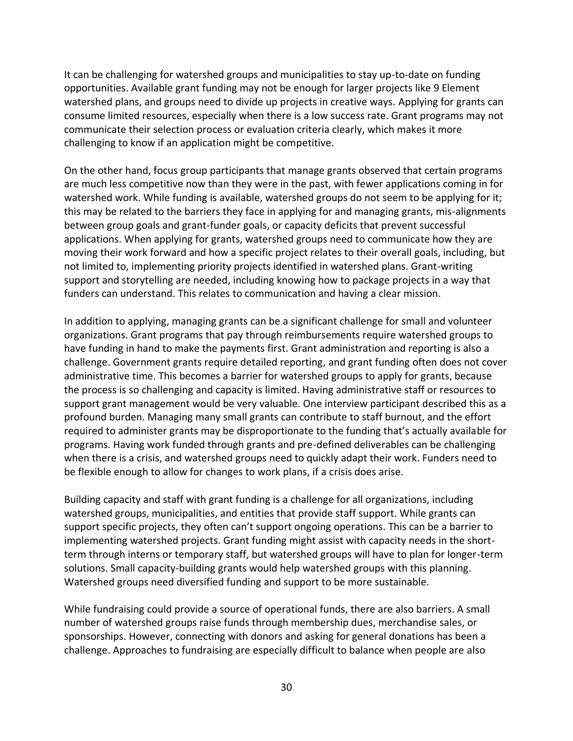It can be challenging for watershed groups and municipalities to stay up-to-date on funding opportunities. Available grant funding may not be enough for larger projects like 9 Element watershed plans, and groups need to divide up projects in creative ways. Applying for grants can consume limited resources, especially when there is a low success rate. Grant programs may not communicate their selection process or evaluation criteria clearly, which makes it more challenging to know if an application might be competitive.

On the other hand, focus group participants that manage grants observed that certain programs are much less competitive now than they were in the past, with fewer applications coming in for watershed work. While funding is available, watershed groups do not seem to be applying for it; this may be related to the barriers they face in applying for and managing grants, mis-alignments between group goals and grant-funder goals, or capacity deficits that prevent successful applications. When applying for grants, watershed groups need to communicate how they are moving their work forward and how a specific project relates to their overall goals, including, but not limited to, implementing priority projects identified in watershed plans. Grant-writing support and storytelling are needed, including knowing how to package projects in a way that funders can understand. This relates to communication and having a clear mission.

In addition to applying, managing grants can be a significant challenge for small and volunteer organizations. Grant programs that pay through reimbursements require watershed groups to have funding in hand to make the payments first. Grant administration and reporting is also a challenge. Government grants require detailed reporting, and grant funding often does not cover administrative time. This becomes a barrier for watershed groups to apply for grants, because the process is so challenging and capacity is limited. Having administrative staff or resources to support grant management would be very valuable. One interview participant described this as a profound burden. Managing many small grants can contribute to staff burnout, and the effort required to administer grants may be disproportionate to the funding that's actually available for programs. Having work funded through grants and pre-defined deliverables can be challenging when there is a crisis, and watershed groups need to quickly adapt their work. Funders need to be flexible enough to allow for changes to work plans, if a crisis does arise.

Building capacity and staff with grant funding is a challenge for all organizations, including watershed groups, municipalities, and entities that provide staff support. While grants can support specific projects, they often can't support ongoing operations. This can be a barrier to implementing watershed projects. Grant funding might assist with capacity needs in the short-term through interns or temporary staff, but watershed groups will have to plan for longer-term solutions. Small capacity-building grants would help watershed groups with this planning. Watershed groups need diversified funding and support to be more sustainable.

While fundraising could provide a source of operational funds, there are also barriers. A small number of watershed groups raise funds through membership dues, merchandise sales, or sponsorships. However, connecting with donors and asking for general donations has been a challenge. Approaches to fundraising are especially difficult to balance when people are also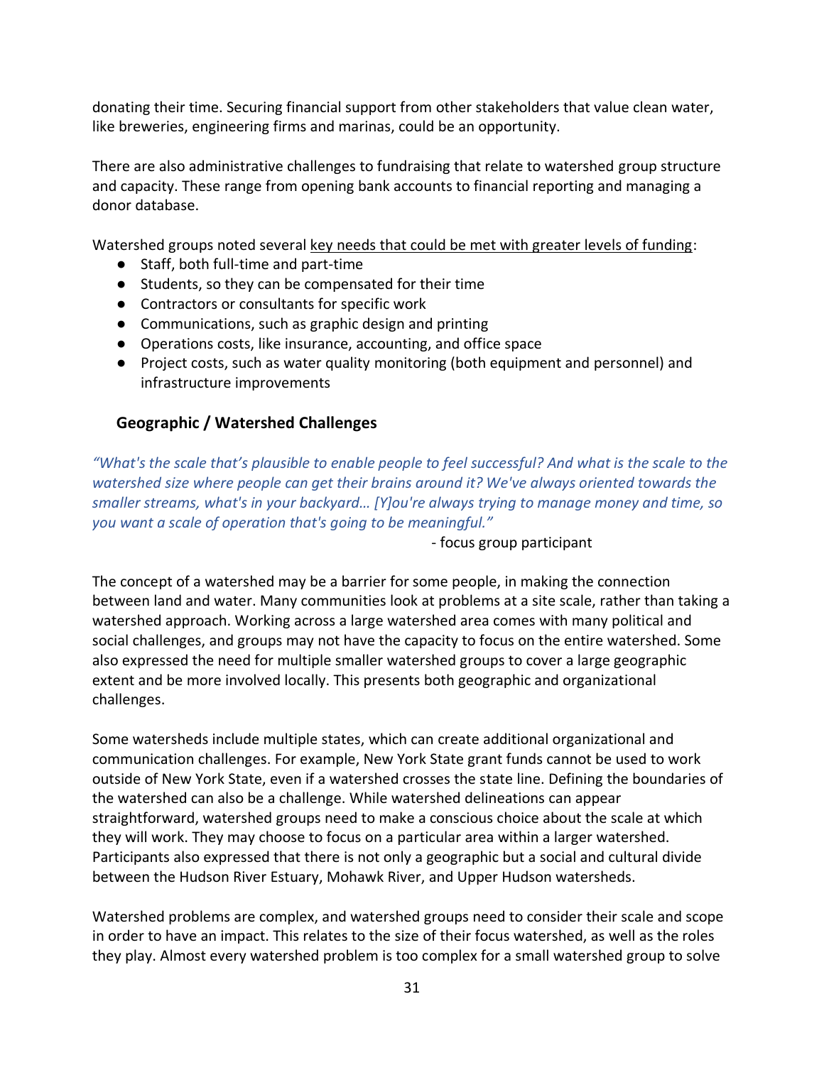donating their time. Securing financial support from other stakeholders that value clean water, like breweries, engineering firms and marinas, could be an opportunity.

There are also administrative challenges to fundraising that relate to watershed group structure and capacity. These range from opening bank accounts to financial reporting and managing a donor database.

Watershed groups noted several <u>key needs that could be met with greater levels of funding</u>:

- Staff, both full-time and part-time
- Students, so they can be compensated for their time
- Contractors or consultants for specific work
- Communications, such as graphic design and printing
- Operations costs, like insurance, accounting, and office space
- Project costs, such as water quality monitoring (both equipment and personnel) and infrastructure improvements

### Geographic / Watershed Challenges

*"What's the scale that's plausible to enable people to feel successful? And what is the scale to the watershed size where people can get their brains around it? We've always oriented towards the smaller streams, what's in your backyard… [Y]ou're always trying to manage money and time, so you want a scale of operation that's going to be meaningful."*

- focus group participant

The concept of a watershed may be a barrier for some people, in making the connection between land and water. Many communities look at problems at a site scale, rather than taking a watershed approach. Working across a large watershed area comes with many political and social challenges, and groups may not have the capacity to focus on the entire watershed. Some also expressed the need for multiple smaller watershed groups to cover a large geographic extent and be more involved locally. This presents both geographic and organizational challenges.

Some watersheds include multiple states, which can create additional organizational and communication challenges. For example, New York State grant funds cannot be used to work outside of New York State, even if a watershed crosses the state line. Defining the boundaries of the watershed can also be a challenge. While watershed delineations can appear straightforward, watershed groups need to make a conscious choice about the scale at which they will work. They may choose to focus on a particular area within a larger watershed. Participants also expressed that there is not only a geographic but a social and cultural divide between the Hudson River Estuary, Mohawk River, and Upper Hudson watersheds.

Watershed problems are complex, and watershed groups need to consider their scale and scope in order to have an impact. This relates to the size of their focus watershed, as well as the roles they play. Almost every watershed problem is too complex for a small watershed group to solve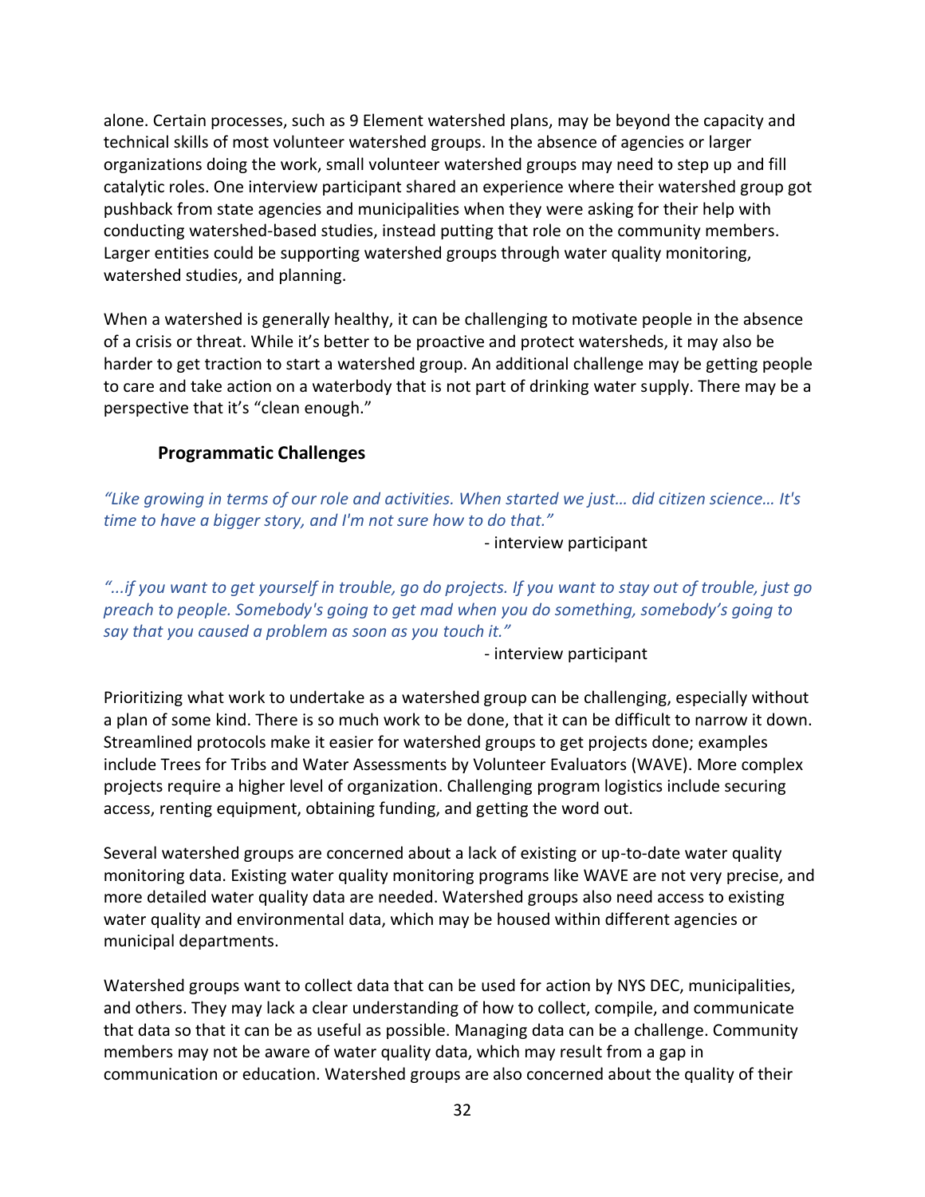alone. Certain processes, such as 9 Element watershed plans, may be beyond the capacity and technical skills of most volunteer watershed groups. In the absence of agencies or larger organizations doing the work, small volunteer watershed groups may need to step up and fill catalytic roles. One interview participant shared an experience where their watershed group got pushback from state agencies and municipalities when they were asking for their help with conducting watershed-based studies, instead putting that role on the community members. Larger entities could be supporting watershed groups through water quality monitoring, watershed studies, and planning.

When a watershed is generally healthy, it can be challenging to motivate people in the absence of a crisis or threat. While it's better to be proactive and protect watersheds, it may also be harder to get traction to start a watershed group. An additional challenge may be getting people to care and take action on a waterbody that is not part of drinking water supply. There may be a perspective that it's "clean enough."

### Programmatic Challenges

*"Like growing in terms of our role and activities. When started we just… did citizen science… It's time to have a bigger story, and I'm not sure how to do that."*

- interview participant

*"...if you want to get yourself in trouble, go do projects. If you want to stay out of trouble, just go preach to people. Somebody's going to get mad when you do something, somebody's going to say that you caused a problem as soon as you touch it."*

- interview participant

Prioritizing what work to undertake as a watershed group can be challenging, especially without a plan of some kind. There is so much work to be done, that it can be difficult to narrow it down. Streamlined protocols make it easier for watershed groups to get projects done; examples include Trees for Tribs and Water Assessments by Volunteer Evaluators (WAVE). More complex projects require a higher level of organization. Challenging program logistics include securing access, renting equipment, obtaining funding, and getting the word out.

Several watershed groups are concerned about a lack of existing or up-to-date water quality monitoring data. Existing water quality monitoring programs like WAVE are not very precise, and more detailed water quality data are needed. Watershed groups also need access to existing water quality and environmental data, which may be housed within different agencies or municipal departments.

Watershed groups want to collect data that can be used for action by NYS DEC, municipalities, and others. They may lack a clear understanding of how to collect, compile, and communicate that data so that it can be as useful as possible. Managing data can be a challenge. Community members may not be aware of water quality data, which may result from a gap in communication or education. Watershed groups are also concerned about the quality of their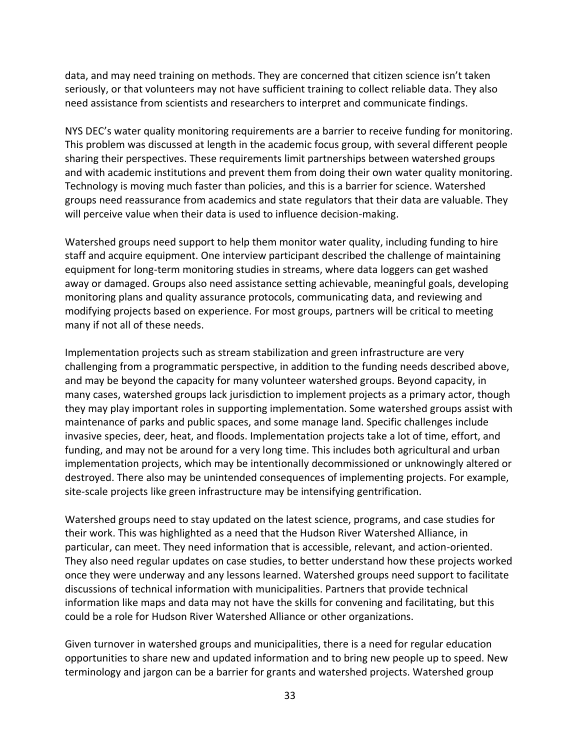data, and may need training on methods. They are concerned that citizen science isn't taken seriously, or that volunteers may not have sufficient training to collect reliable data. They also need assistance from scientists and researchers to interpret and communicate findings.

NYS DEC's water quality monitoring requirements are a barrier to receive funding for monitoring. This problem was discussed at length in the academic focus group, with several different people sharing their perspectives. These requirements limit partnerships between watershed groups and with academic institutions and prevent them from doing their own water quality monitoring. Technology is moving much faster than policies, and this is a barrier for science. Watershed groups need reassurance from academics and state regulators that their data are valuable. They will perceive value when their data is used to influence decision-making.

Watershed groups need support to help them monitor water quality, including funding to hire staff and acquire equipment. One interview participant described the challenge of maintaining equipment for long-term monitoring studies in streams, where data loggers can get washed away or damaged. Groups also need assistance setting achievable, meaningful goals, developing monitoring plans and quality assurance protocols, communicating data, and reviewing and modifying projects based on experience. For most groups, partners will be critical to meeting many if not all of these needs.

Implementation projects such as stream stabilization and green infrastructure are very challenging from a programmatic perspective, in addition to the funding needs described above, and may be beyond the capacity for many volunteer watershed groups. Beyond capacity, in many cases, watershed groups lack jurisdiction to implement projects as a primary actor, though they may play important roles in supporting implementation. Some watershed groups assist with maintenance of parks and public spaces, and some manage land. Specific challenges include invasive species, deer, heat, and floods. Implementation projects take a lot of time, effort, and funding, and may not be around for a very long time. This includes both agricultural and urban implementation projects, which may be intentionally decommissioned or unknowingly altered or destroyed. There also may be unintended consequences of implementing projects. For example, site-scale projects like green infrastructure may be intensifying gentrification.

Watershed groups need to stay updated on the latest science, programs, and case studies for their work. This was highlighted as a need that the Hudson River Watershed Alliance, in particular, can meet. They need information that is accessible, relevant, and action-oriented. They also need regular updates on case studies, to better understand how these projects worked once they were underway and any lessons learned. Watershed groups need support to facilitate discussions of technical information with municipalities. Partners that provide technical information like maps and data may not have the skills for convening and facilitating, but this could be a role for Hudson River Watershed Alliance or other organizations.

Given turnover in watershed groups and municipalities, there is a need for regular education opportunities to share new and updated information and to bring new people up to speed. New terminology and jargon can be a barrier for grants and watershed projects. Watershed group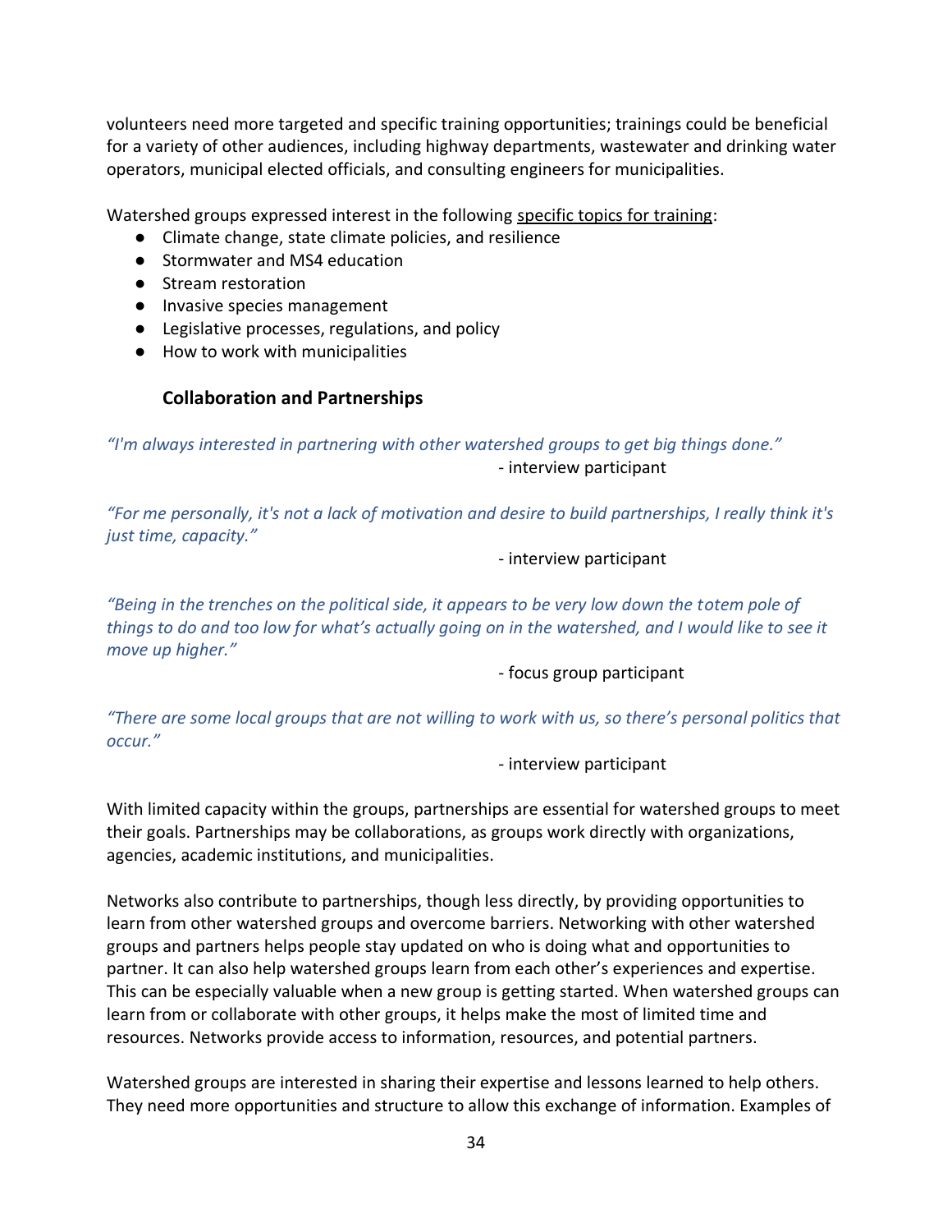volunteers need more targeted and specific training opportunities; trainings could be beneficial for a variety of other audiences, including highway departments, wastewater and drinking water operators, municipal elected officials, and consulting engineers for municipalities.

Watershed groups expressed interest in the following specific topics for training:

- Climate change, state climate policies, and resilience
- Stormwater and MS4 education
- Stream restoration
- Invasive species management
- Legislative processes, regulations, and policy
- How to work with municipalities

### Collaboration and Partnerships

*"I'm always interested in partnering with other watershed groups to get big things done."*

- interview participant

*"For me personally, it's not a lack of motivation and desire to build partnerships, I really think it's just time, capacity."*

- interview participant

*"Being in the trenches on the political side, it appears to be very low down the totem pole of things to do and too low for what's actually going on in the watershed, and I would like to see it move up higher."*

- focus group participant

*"There are some local groups that are not willing to work with us, so there's personal politics that occur."*

- interview participant

With limited capacity within the groups, partnerships are essential for watershed groups to meet their goals. Partnerships may be collaborations, as groups work directly with organizations, agencies, academic institutions, and municipalities.

Networks also contribute to partnerships, though less directly, by providing opportunities to learn from other watershed groups and overcome barriers. Networking with other watershed groups and partners helps people stay updated on who is doing what and opportunities to partner. It can also help watershed groups learn from each other's experiences and expertise. This can be especially valuable when a new group is getting started. When watershed groups can learn from or collaborate with other groups, it helps make the most of limited time and resources. Networks provide access to information, resources, and potential partners.

Watershed groups are interested in sharing their expertise and lessons learned to help others. They need more opportunities and structure to allow this exchange of information. Examples of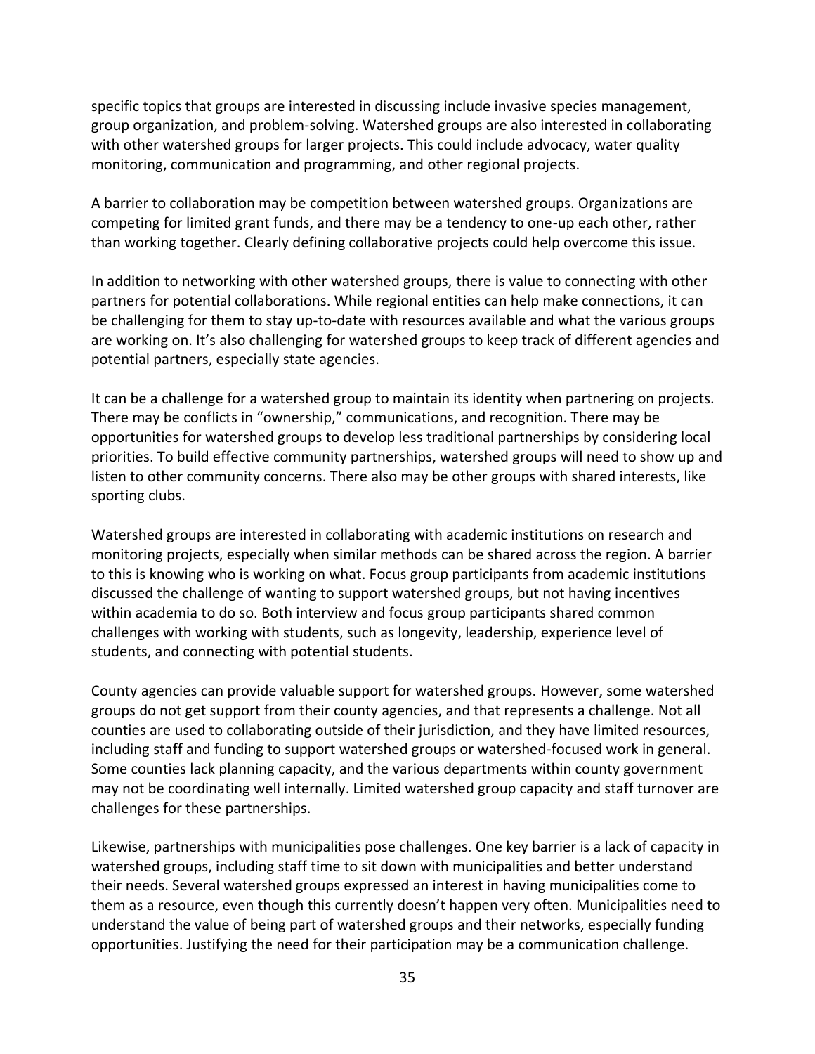specific topics that groups are interested in discussing include invasive species management, group organization, and problem-solving. Watershed groups are also interested in collaborating with other watershed groups for larger projects. This could include advocacy, water quality monitoring, communication and programming, and other regional projects.

A barrier to collaboration may be competition between watershed groups. Organizations are competing for limited grant funds, and there may be a tendency to one-up each other, rather than working together. Clearly defining collaborative projects could help overcome this issue.

In addition to networking with other watershed groups, there is value to connecting with other partners for potential collaborations. While regional entities can help make connections, it can be challenging for them to stay up-to-date with resources available and what the various groups are working on. It's also challenging for watershed groups to keep track of different agencies and potential partners, especially state agencies.

It can be a challenge for a watershed group to maintain its identity when partnering on projects. There may be conflicts in "ownership," communications, and recognition. There may be opportunities for watershed groups to develop less traditional partnerships by considering local priorities. To build effective community partnerships, watershed groups will need to show up and listen to other community concerns. There also may be other groups with shared interests, like sporting clubs.

Watershed groups are interested in collaborating with academic institutions on research and monitoring projects, especially when similar methods can be shared across the region. A barrier to this is knowing who is working on what. Focus group participants from academic institutions discussed the challenge of wanting to support watershed groups, but not having incentives within academia to do so. Both interview and focus group participants shared common challenges with working with students, such as longevity, leadership, experience level of students, and connecting with potential students.

County agencies can provide valuable support for watershed groups. However, some watershed groups do not get support from their county agencies, and that represents a challenge. Not all counties are used to collaborating outside of their jurisdiction, and they have limited resources, including staff and funding to support watershed groups or watershed-focused work in general. Some counties lack planning capacity, and the various departments within county government may not be coordinating well internally. Limited watershed group capacity and staff turnover are challenges for these partnerships.

Likewise, partnerships with municipalities pose challenges. One key barrier is a lack of capacity in watershed groups, including staff time to sit down with municipalities and better understand their needs. Several watershed groups expressed an interest in having municipalities come to them as a resource, even though this currently doesn't happen very often. Municipalities need to understand the value of being part of watershed groups and their networks, especially funding opportunities. Justifying the need for their participation may be a communication challenge.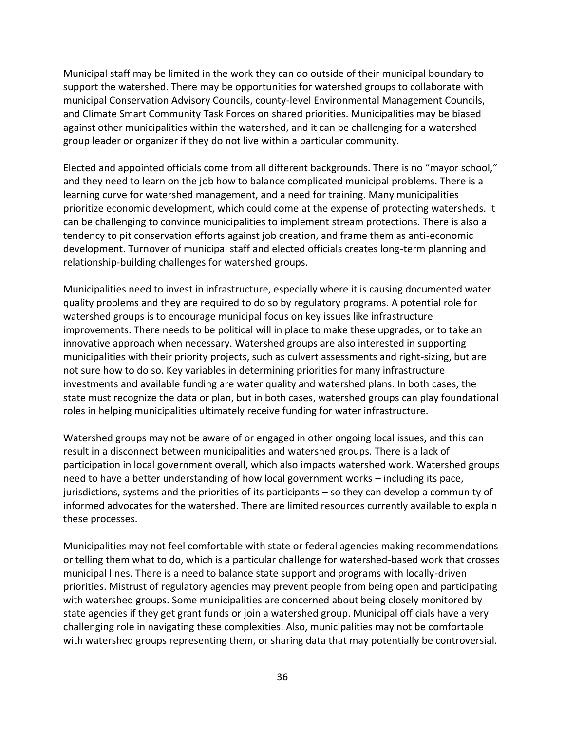Municipal staff may be limited in the work they can do outside of their municipal boundary to support the watershed. There may be opportunities for watershed groups to collaborate with municipal Conservation Advisory Councils, county-level Environmental Management Councils, and Climate Smart Community Task Forces on shared priorities. Municipalities may be biased against other municipalities within the watershed, and it can be challenging for a watershed group leader or organizer if they do not live within a particular community.

Elected and appointed officials come from all different backgrounds. There is no "mayor school," and they need to learn on the job how to balance complicated municipal problems. There is a learning curve for watershed management, and a need for training. Many municipalities prioritize economic development, which could come at the expense of protecting watersheds. It can be challenging to convince municipalities to implement stream protections. There is also a tendency to pit conservation efforts against job creation, and frame them as anti-economic development. Turnover of municipal staff and elected officials creates long-term planning and relationship-building challenges for watershed groups.

Municipalities need to invest in infrastructure, especially where it is causing documented water quality problems and they are required to do so by regulatory programs. A potential role for watershed groups is to encourage municipal focus on key issues like infrastructure improvements. There needs to be political will in place to make these upgrades, or to take an innovative approach when necessary. Watershed groups are also interested in supporting municipalities with their priority projects, such as culvert assessments and right-sizing, but are not sure how to do so. Key variables in determining priorities for many infrastructure investments and available funding are water quality and watershed plans. In both cases, the state must recognize the data or plan, but in both cases, watershed groups can play foundational roles in helping municipalities ultimately receive funding for water infrastructure.

Watershed groups may not be aware of or engaged in other ongoing local issues, and this can result in a disconnect between municipalities and watershed groups. There is a lack of participation in local government overall, which also impacts watershed work. Watershed groups need to have a better understanding of how local government works – including its pace, jurisdictions, systems and the priorities of its participants – so they can develop a community of informed advocates for the watershed. There are limited resources currently available to explain these processes.

Municipalities may not feel comfortable with state or federal agencies making recommendations or telling them what to do, which is a particular challenge for watershed-based work that crosses municipal lines. There is a need to balance state support and programs with locally-driven priorities. Mistrust of regulatory agencies may prevent people from being open and participating with watershed groups. Some municipalities are concerned about being closely monitored by state agencies if they get grant funds or join a watershed group. Municipal officials have a very challenging role in navigating these complexities. Also, municipalities may not be comfortable with watershed groups representing them, or sharing data that may potentially be controversial.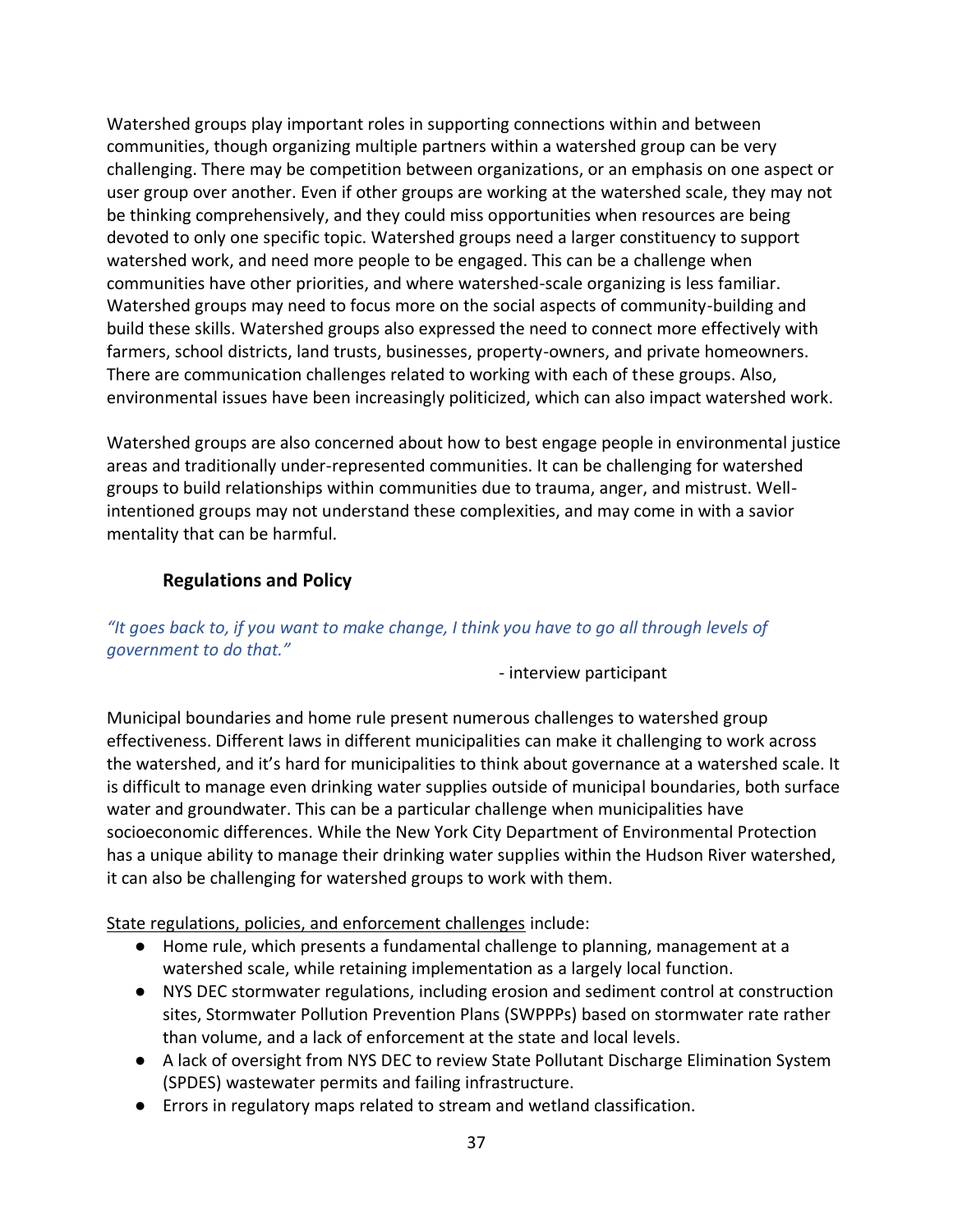Watershed groups play important roles in supporting connections within and between communities, though organizing multiple partners within a watershed group can be very challenging. There may be competition between organizations, or an emphasis on one aspect or user group over another. Even if other groups are working at the watershed scale, they may not be thinking comprehensively, and they could miss opportunities when resources are being devoted to only one specific topic. Watershed groups need a larger constituency to support watershed work, and need more people to be engaged. This can be a challenge when communities have other priorities, and where watershed-scale organizing is less familiar. Watershed groups may need to focus more on the social aspects of community-building and build these skills. Watershed groups also expressed the need to connect more effectively with farmers, school districts, land trusts, businesses, property-owners, and private homeowners. There are communication challenges related to working with each of these groups. Also, environmental issues have been increasingly politicized, which can also impact watershed work.

Watershed groups are also concerned about how to best engage people in environmental justice areas and traditionally under-represented communities. It can be challenging for watershed groups to build relationships within communities due to trauma, anger, and mistrust. Well-intentioned groups may not understand these complexities, and may come in with a savior mentality that can be harmful.

### Regulations and Policy

*"It goes back to, if you want to make change, I think you have to go all through levels of government to do that."*

\- interview participant

Municipal boundaries and home rule present numerous challenges to watershed group effectiveness. Different laws in different municipalities can make it challenging to work across the watershed, and it's hard for municipalities to think about governance at a watershed scale. It is difficult to manage even drinking water supplies outside of municipal boundaries, both surface water and groundwater. This can be a particular challenge when municipalities have socioeconomic differences. While the New York City Department of Environmental Protection has a unique ability to manage their drinking water supplies within the Hudson River watershed, it can also be challenging for watershed groups to work with them.

<u>State regulations, policies, and enforcement challenges</u> include:

- Home rule, which presents a fundamental challenge to planning, management at a watershed scale, while retaining implementation as a largely local function.
- NYS DEC stormwater regulations, including erosion and sediment control at construction sites, Stormwater Pollution Prevention Plans (SWPPPs) based on stormwater rate rather than volume, and a lack of enforcement at the state and local levels.
- A lack of oversight from NYS DEC to review State Pollutant Discharge Elimination System (SPDES) wastewater permits and failing infrastructure.
- Errors in regulatory maps related to stream and wetland classification.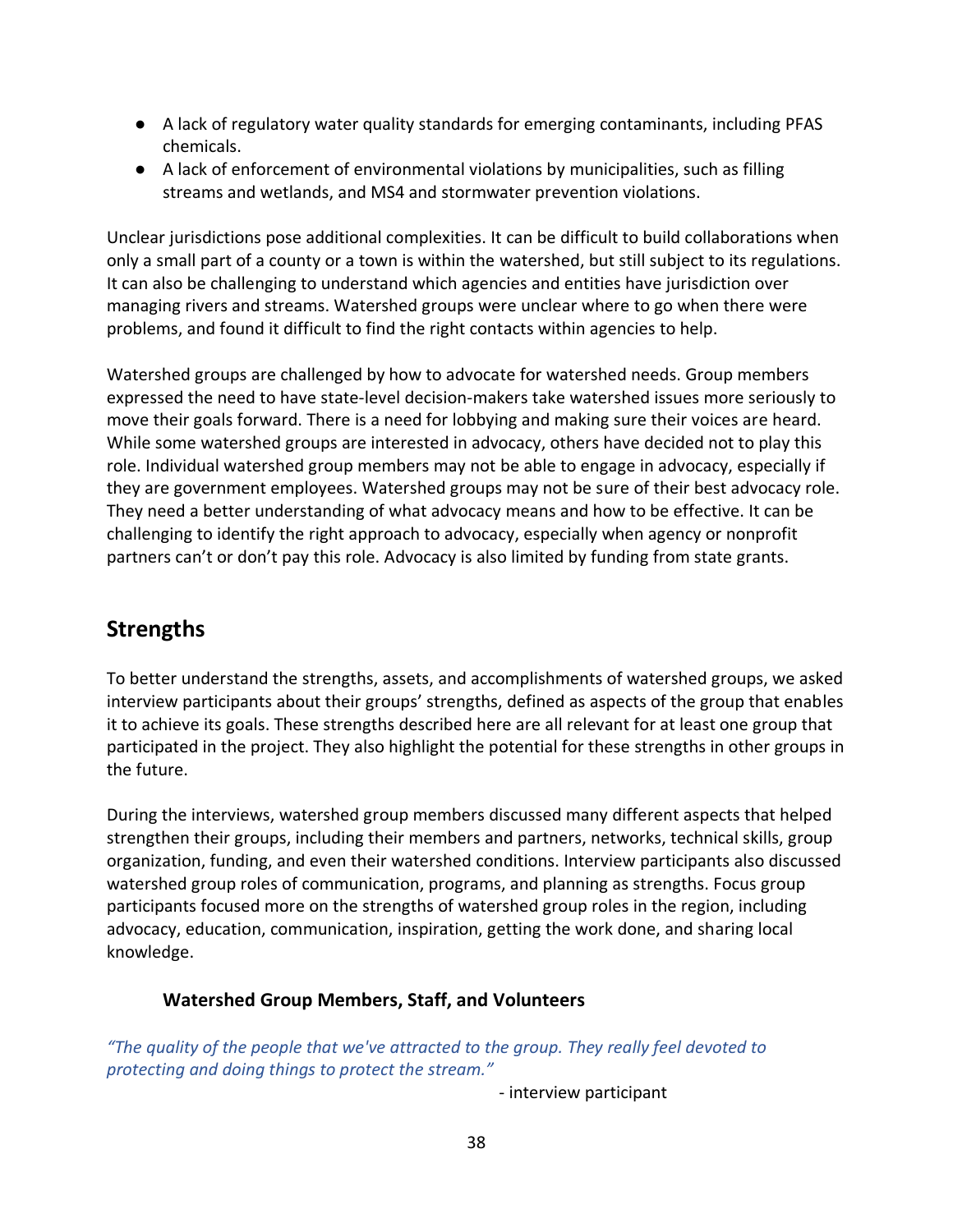- A lack of regulatory water quality standards for emerging contaminants, including PFAS chemicals.
- A lack of enforcement of environmental violations by municipalities, such as filling streams and wetlands, and MS4 and stormwater prevention violations.

Unclear jurisdictions pose additional complexities. It can be difficult to build collaborations when only a small part of a county or a town is within the watershed, but still subject to its regulations. It can also be challenging to understand which agencies and entities have jurisdiction over managing rivers and streams. Watershed groups were unclear where to go when there were problems, and found it difficult to find the right contacts within agencies to help.

Watershed groups are challenged by how to advocate for watershed needs. Group members expressed the need to have state-level decision-makers take watershed issues more seriously to move their goals forward. There is a need for lobbying and making sure their voices are heard. While some watershed groups are interested in advocacy, others have decided not to play this role. Individual watershed group members may not be able to engage in advocacy, especially if they are government employees. Watershed groups may not be sure of their best advocacy role. They need a better understanding of what advocacy means and how to be effective. It can be challenging to identify the right approach to advocacy, especially when agency or nonprofit partners can't or don't pay this role. Advocacy is also limited by funding from state grants.

## Strengths

To better understand the strengths, assets, and accomplishments of watershed groups, we asked interview participants about their groups' strengths, defined as aspects of the group that enables it to achieve its goals. These strengths described here are all relevant for at least one group that participated in the project. They also highlight the potential for these strengths in other groups in the future.

During the interviews, watershed group members discussed many different aspects that helped strengthen their groups, including their members and partners, networks, technical skills, group organization, funding, and even their watershed conditions. Interview participants also discussed watershed group roles of communication, programs, and planning as strengths. Focus group participants focused more on the strengths of watershed group roles in the region, including advocacy, education, communication, inspiration, getting the work done, and sharing local knowledge.

### Watershed Group Members, Staff, and Volunteers

*"The quality of the people that we've attracted to the group. They really feel devoted to protecting and doing things to protect the stream."*

- interview participant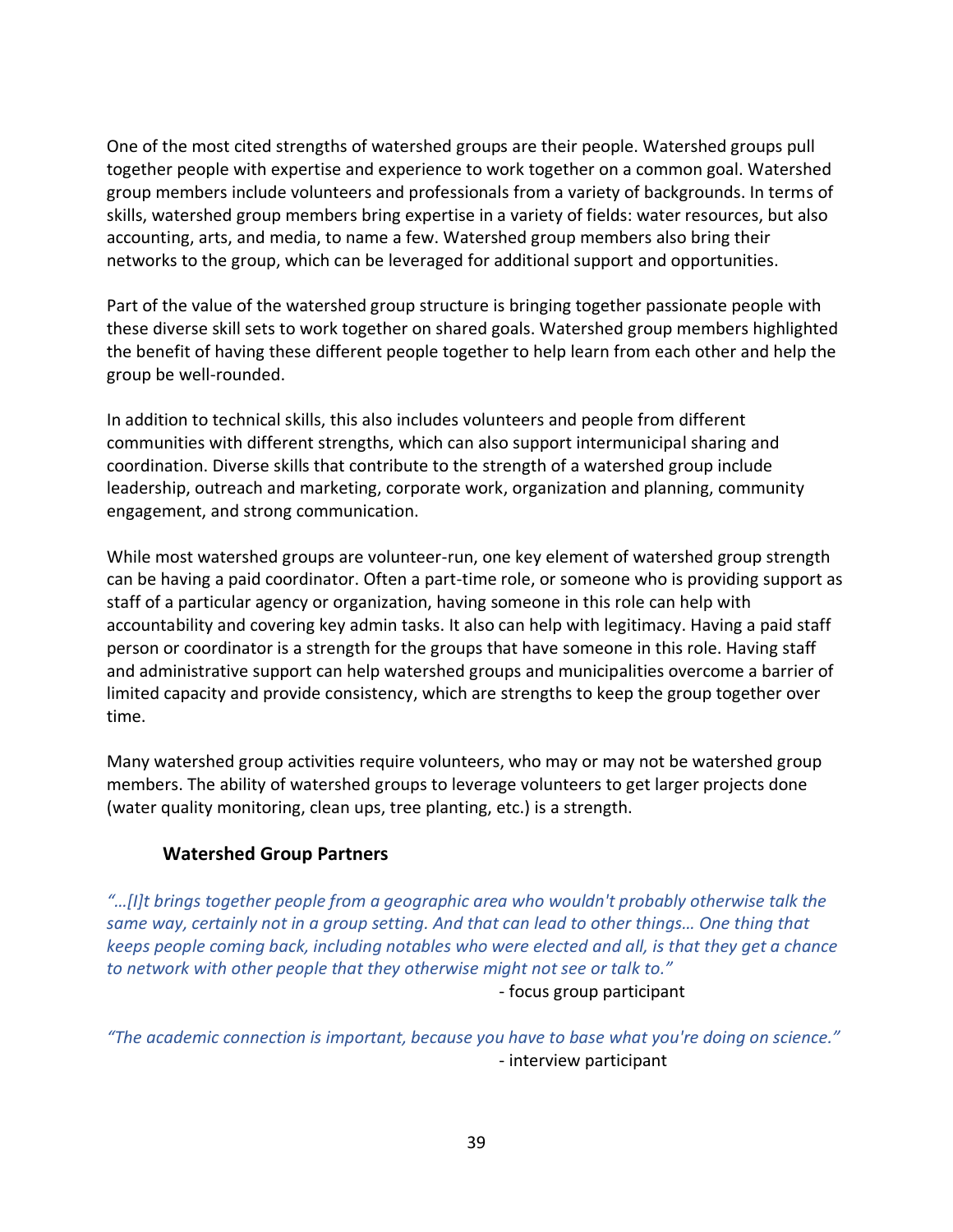One of the most cited strengths of watershed groups are their people. Watershed groups pull together people with expertise and experience to work together on a common goal. Watershed group members include volunteers and professionals from a variety of backgrounds. In terms of skills, watershed group members bring expertise in a variety of fields: water resources, but also accounting, arts, and media, to name a few. Watershed group members also bring their networks to the group, which can be leveraged for additional support and opportunities.

Part of the value of the watershed group structure is bringing together passionate people with these diverse skill sets to work together on shared goals. Watershed group members highlighted the benefit of having these different people together to help learn from each other and help the group be well-rounded.

In addition to technical skills, this also includes volunteers and people from different communities with different strengths, which can also support intermunicipal sharing and coordination. Diverse skills that contribute to the strength of a watershed group include leadership, outreach and marketing, corporate work, organization and planning, community engagement, and strong communication.

While most watershed groups are volunteer-run, one key element of watershed group strength can be having a paid coordinator. Often a part-time role, or someone who is providing support as staff of a particular agency or organization, having someone in this role can help with accountability and covering key admin tasks. It also can help with legitimacy. Having a paid staff person or coordinator is a strength for the groups that have someone in this role. Having staff and administrative support can help watershed groups and municipalities overcome a barrier of limited capacity and provide consistency, which are strengths to keep the group together over time.

Many watershed group activities require volunteers, who may or may not be watershed group members. The ability of watershed groups to leverage volunteers to get larger projects done (water quality monitoring, clean ups, tree planting, etc.) is a strength.

### Watershed Group Partners

*"…[I]t brings together people from a geographic area who wouldn't probably otherwise talk the same way, certainly not in a group setting. And that can lead to other things… One thing that keeps people coming back, including notables who were elected and all, is that they get a chance to network with other people that they otherwise might not see or talk to."*

- focus group participant

*"The academic connection is important, because you have to base what you're doing on science."*

- interview participant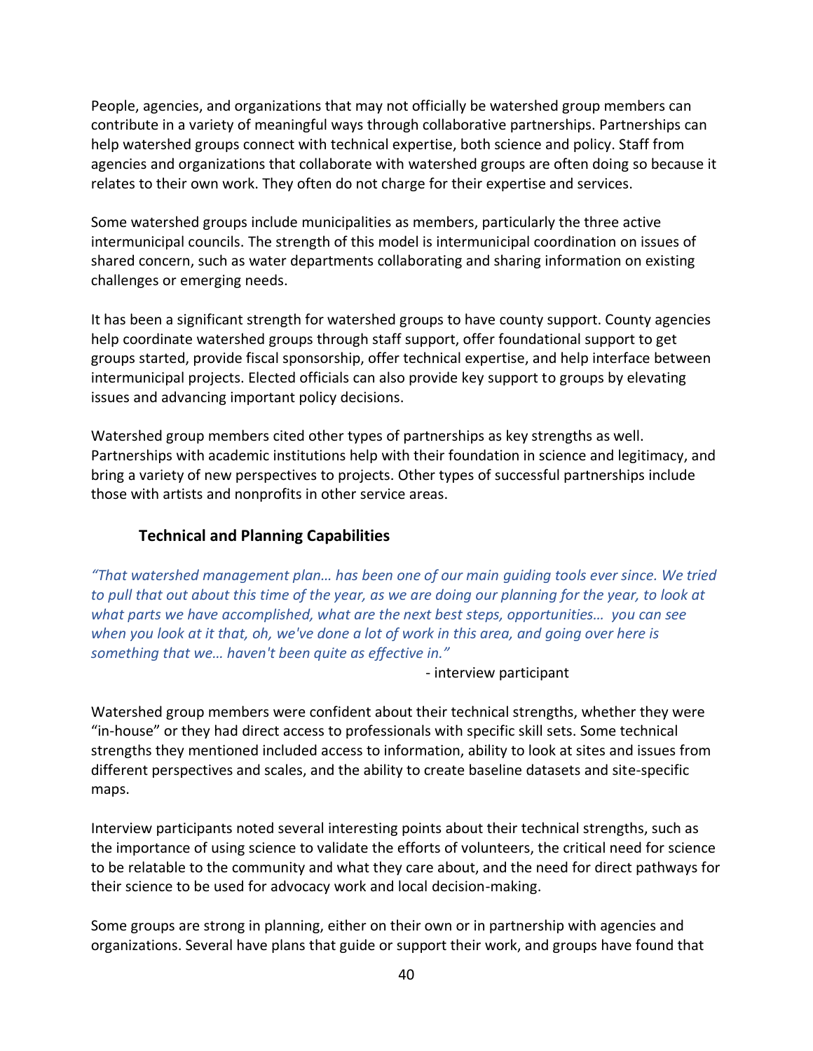People, agencies, and organizations that may not officially be watershed group members can contribute in a variety of meaningful ways through collaborative partnerships. Partnerships can help watershed groups connect with technical expertise, both science and policy. Staff from agencies and organizations that collaborate with watershed groups are often doing so because it relates to their own work. They often do not charge for their expertise and services.

Some watershed groups include municipalities as members, particularly the three active intermunicipal councils. The strength of this model is intermunicipal coordination on issues of shared concern, such as water departments collaborating and sharing information on existing challenges or emerging needs.

It has been a significant strength for watershed groups to have county support. County agencies help coordinate watershed groups through staff support, offer foundational support to get groups started, provide fiscal sponsorship, offer technical expertise, and help interface between intermunicipal projects. Elected officials can also provide key support to groups by elevating issues and advancing important policy decisions.

Watershed group members cited other types of partnerships as key strengths as well. Partnerships with academic institutions help with their foundation in science and legitimacy, and bring a variety of new perspectives to projects. Other types of successful partnerships include those with artists and nonprofits in other service areas.

### Technical and Planning Capabilities

*"That watershed management plan… has been one of our main guiding tools ever since. We tried to pull that out about this time of the year, as we are doing our planning for the year, to look at what parts we have accomplished, what are the next best steps, opportunities… you can see when you look at it that, oh, we've done a lot of work in this area, and going over here is something that we… haven't been quite as effective in."*

- interview participant

Watershed group members were confident about their technical strengths, whether they were "in-house" or they had direct access to professionals with specific skill sets. Some technical strengths they mentioned included access to information, ability to look at sites and issues from different perspectives and scales, and the ability to create baseline datasets and site-specific maps.

Interview participants noted several interesting points about their technical strengths, such as the importance of using science to validate the efforts of volunteers, the critical need for science to be relatable to the community and what they care about, and the need for direct pathways for their science to be used for advocacy work and local decision-making.

Some groups are strong in planning, either on their own or in partnership with agencies and organizations. Several have plans that guide or support their work, and groups have found that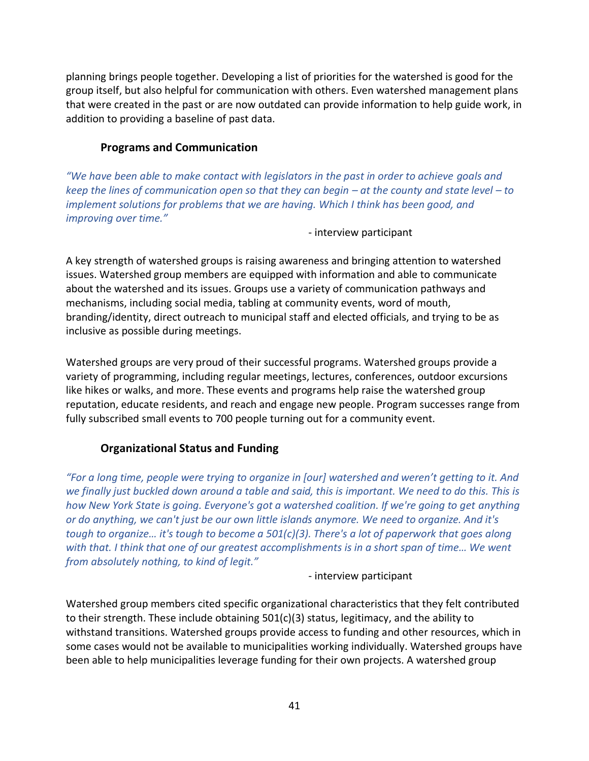planning brings people together. Developing a list of priorities for the watershed is good for the group itself, but also helpful for communication with others. Even watershed management plans that were created in the past or are now outdated can provide information to help guide work, in addition to providing a baseline of past data.

### Programs and Communication

*"We have been able to make contact with legislators in the past in order to achieve goals and keep the lines of communication open so that they can begin – at the county and state level – to implement solutions for problems that we are having. Which I think has been good, and improving over time."*

- interview participant

A key strength of watershed groups is raising awareness and bringing attention to watershed issues. Watershed group members are equipped with information and able to communicate about the watershed and its issues. Groups use a variety of communication pathways and mechanisms, including social media, tabling at community events, word of mouth, branding/identity, direct outreach to municipal staff and elected officials, and trying to be as inclusive as possible during meetings.

Watershed groups are very proud of their successful programs. Watershed groups provide a variety of programming, including regular meetings, lectures, conferences, outdoor excursions like hikes or walks, and more. These events and programs help raise the watershed group reputation, educate residents, and reach and engage new people. Program successes range from fully subscribed small events to 700 people turning out for a community event.

### Organizational Status and Funding

*"For a long time, people were trying to organize in [our] watershed and weren't getting to it. And we finally just buckled down around a table and said, this is important. We need to do this. This is how New York State is going. Everyone's got a watershed coalition. If we're going to get anything or do anything, we can't just be our own little islands anymore. We need to organize. And it's tough to organize… it's tough to become a 501(c)(3). There's a lot of paperwork that goes along with that. I think that one of our greatest accomplishments is in a short span of time… We went from absolutely nothing, to kind of legit."*

- interview participant

Watershed group members cited specific organizational characteristics that they felt contributed to their strength. These include obtaining 501(c)(3) status, legitimacy, and the ability to withstand transitions. Watershed groups provide access to funding and other resources, which in some cases would not be available to municipalities working individually. Watershed groups have been able to help municipalities leverage funding for their own projects. A watershed group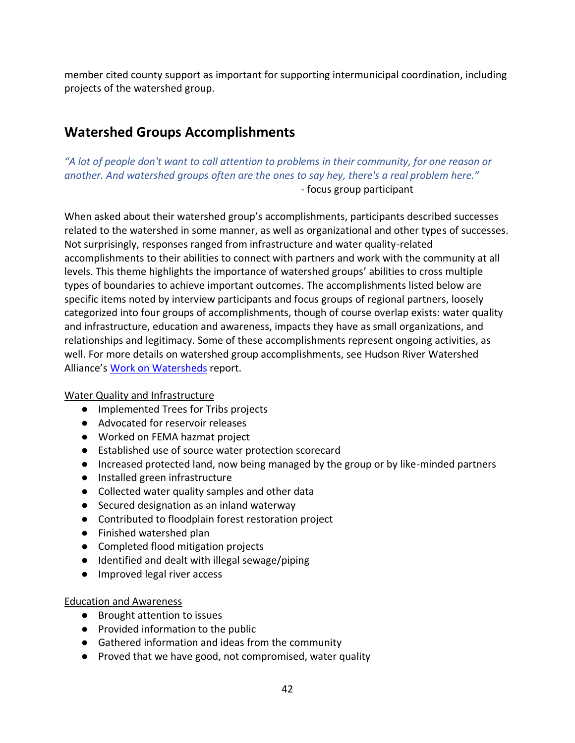member cited county support as important for supporting intermunicipal coordination, including projects of the watershed group.

## Watershed Groups Accomplishments

*"A lot of people don't want to call attention to problems in their community, for one reason or another. And watershed groups often are the ones to say hey, there's a real problem here."*

- focus group participant

When asked about their watershed group's accomplishments, participants described successes related to the watershed in some manner, as well as organizational and other types of successes. Not surprisingly, responses ranged from infrastructure and water quality-related accomplishments to their abilities to connect with partners and work with the community at all levels. This theme highlights the importance of watershed groups' abilities to cross multiple types of boundaries to achieve important outcomes. The accomplishments listed below are specific items noted by interview participants and focus groups of regional partners, loosely categorized into four groups of accomplishments, though of course overlap exists: water quality and infrastructure, education and awareness, impacts they have as small organizations, and relationships and legitimacy. Some of these accomplishments represent ongoing activities, as well. For more details on watershed group accomplishments, see Hudson River Watershed Alliance's Work on Watersheds report.

Water Quality and Infrastructure

- Implemented Trees for Tribs projects
- Advocated for reservoir releases
- Worked on FEMA hazmat project
- Established use of source water protection scorecard
- Increased protected land, now being managed by the group or by like-minded partners
- Installed green infrastructure
- Collected water quality samples and other data
- Secured designation as an inland waterway
- Contributed to floodplain forest restoration project
- Finished watershed plan
- Completed flood mitigation projects
- Identified and dealt with illegal sewage/piping
- Improved legal river access

Education and Awareness

- Brought attention to issues
- Provided information to the public
- Gathered information and ideas from the community
- Proved that we have good, not compromised, water quality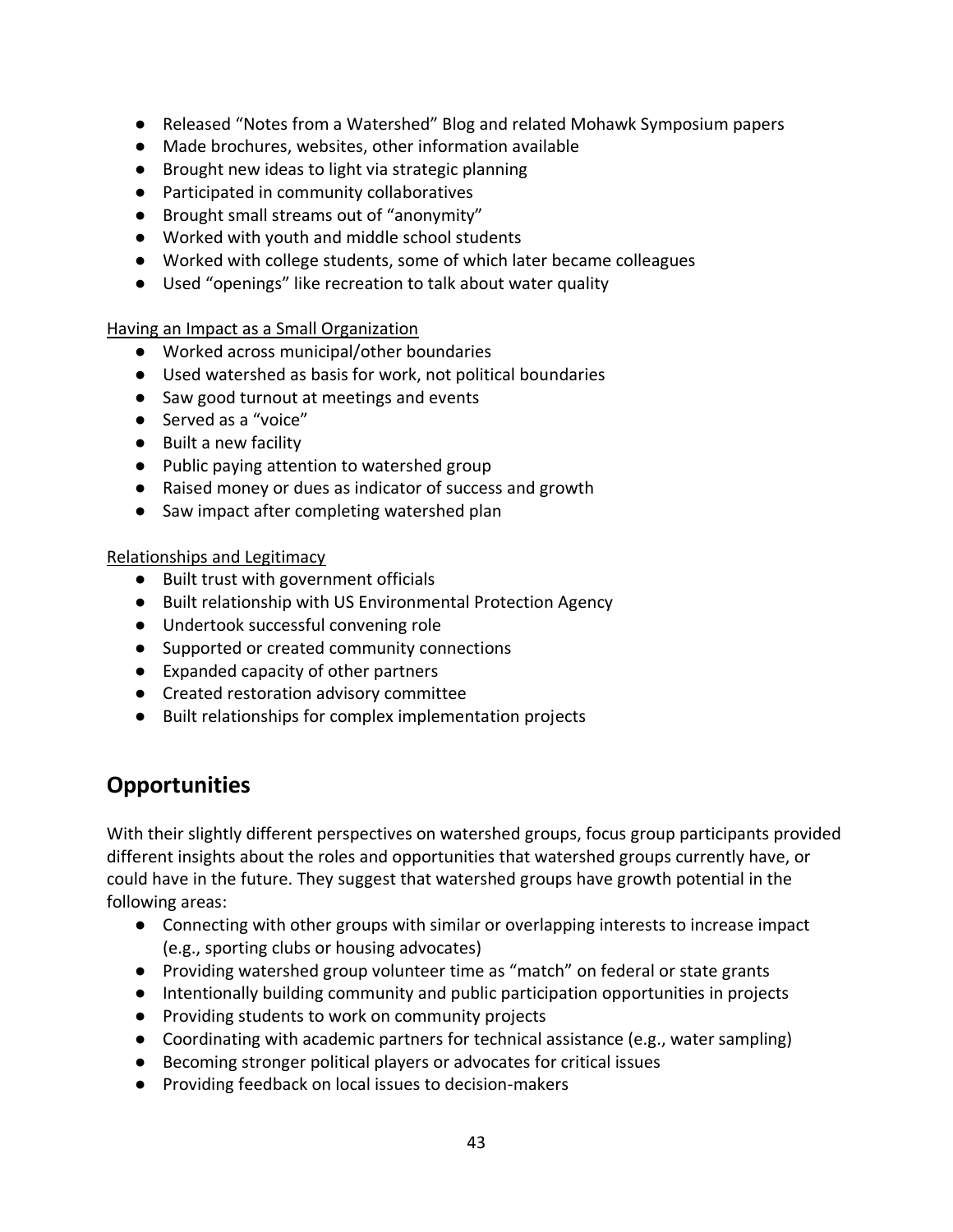- Released “Notes from a Watershed” Blog and related Mohawk Symposium papers
- Made brochures, websites, other information available
- Brought new ideas to light via strategic planning
- Participated in community collaboratives
- Brought small streams out of “anonymity”
- Worked with youth and middle school students
- Worked with college students, some of which later became colleagues
- Used “openings” like recreation to talk about water quality

<u>Having an Impact as a Small Organization</u>

- Worked across municipal/other boundaries
- Used watershed as basis for work, not political boundaries
- Saw good turnout at meetings and events
- Served as a “voice”
- Built a new facility
- Public paying attention to watershed group
- Raised money or dues as indicator of success and growth
- Saw impact after completing watershed plan

<u>Relationships and Legitimacy</u>

- Built trust with government officials
- Built relationship with US Environmental Protection Agency
- Undertook successful convening role
- Supported or created community connections
- Expanded capacity of other partners
- Created restoration advisory committee
- Built relationships for complex implementation projects

## Opportunities

With their slightly different perspectives on watershed groups, focus group participants provided different insights about the roles and opportunities that watershed groups currently have, or could have in the future. They suggest that watershed groups have growth potential in the following areas:

- Connecting with other groups with similar or overlapping interests to increase impact (e.g., sporting clubs or housing advocates)
- Providing watershed group volunteer time as “match” on federal or state grants
- Intentionally building community and public participation opportunities in projects
- Providing students to work on community projects
- Coordinating with academic partners for technical assistance (e.g., water sampling)
- Becoming stronger political players or advocates for critical issues
- Providing feedback on local issues to decision-makers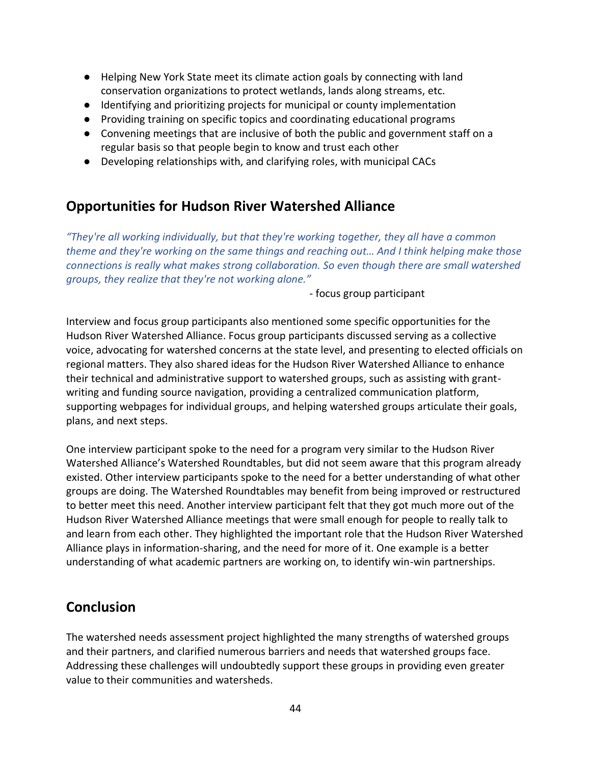- Helping New York State meet its climate action goals by connecting with land conservation organizations to protect wetlands, lands along streams, etc.
- Identifying and prioritizing projects for municipal or county implementation
- Providing training on specific topics and coordinating educational programs
- Convening meetings that are inclusive of both the public and government staff on a regular basis so that people begin to know and trust each other
- Developing relationships with, and clarifying roles, with municipal CACs

## Opportunities for Hudson River Watershed Alliance

*"They're all working individually, but that they're working together, they all have a common theme and they're working on the same things and reaching out… And I think helping make those connections is really what makes strong collaboration. So even though there are small watershed groups, they realize that they're not working alone."*

- focus group participant

Interview and focus group participants also mentioned some specific opportunities for the Hudson River Watershed Alliance. Focus group participants discussed serving as a collective voice, advocating for watershed concerns at the state level, and presenting to elected officials on regional matters. They also shared ideas for the Hudson River Watershed Alliance to enhance their technical and administrative support to watershed groups, such as assisting with grant-writing and funding source navigation, providing a centralized communication platform, supporting webpages for individual groups, and helping watershed groups articulate their goals, plans, and next steps.

One interview participant spoke to the need for a program very similar to the Hudson River Watershed Alliance's Watershed Roundtables, but did not seem aware that this program already existed. Other interview participants spoke to the need for a better understanding of what other groups are doing. The Watershed Roundtables may benefit from being improved or restructured to better meet this need. Another interview participant felt that they got much more out of the Hudson River Watershed Alliance meetings that were small enough for people to really talk to and learn from each other. They highlighted the important role that the Hudson River Watershed Alliance plays in information-sharing, and the need for more of it. One example is a better understanding of what academic partners are working on, to identify win-win partnerships.

## Conclusion

The watershed needs assessment project highlighted the many strengths of watershed groups and their partners, and clarified numerous barriers and needs that watershed groups face. Addressing these challenges will undoubtedly support these groups in providing even greater value to their communities and watersheds.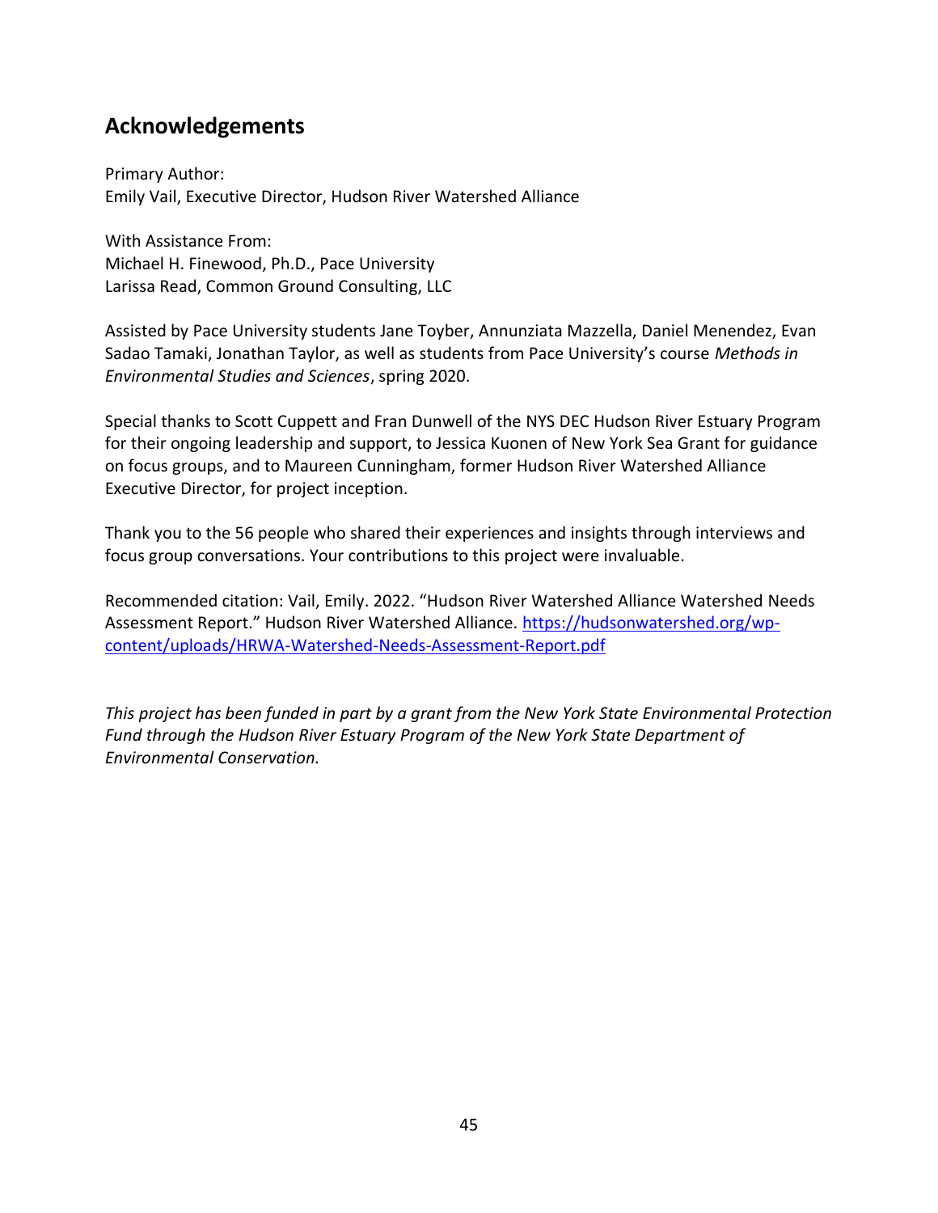## Acknowledgements

Primary Author:
Emily Vail, Executive Director, Hudson River Watershed Alliance

With Assistance From:
Michael H. Finewood, Ph.D., Pace University
Larissa Read, Common Ground Consulting, LLC

Assisted by Pace University students Jane Toyber, Annunziata Mazzella, Daniel Menendez, Evan Sadao Tamaki, Jonathan Taylor, as well as students from Pace University's course *Methods in Environmental Studies and Sciences*, spring 2020.

Special thanks to Scott Cuppett and Fran Dunwell of the NYS DEC Hudson River Estuary Program for their ongoing leadership and support, to Jessica Kuonen of New York Sea Grant for guidance on focus groups, and to Maureen Cunningham, former Hudson River Watershed Alliance Executive Director, for project inception.

Thank you to the 56 people who shared their experiences and insights through interviews and focus group conversations. Your contributions to this project were invaluable.

Recommended citation: Vail, Emily. 2022. "Hudson River Watershed Alliance Watershed Needs Assessment Report." Hudson River Watershed Alliance. [https://hudsonwatershed.org/wp-content/uploads/HRWA-Watershed-Needs-Assessment-Report.pdf](https://hudsonwatershed.org/wp-content/uploads/HRWA-Watershed-Needs-Assessment-Report.pdf)

*This project has been funded in part by a grant from the New York State Environmental Protection Fund through the Hudson River Estuary Program of the New York State Department of Environmental Conservation.*